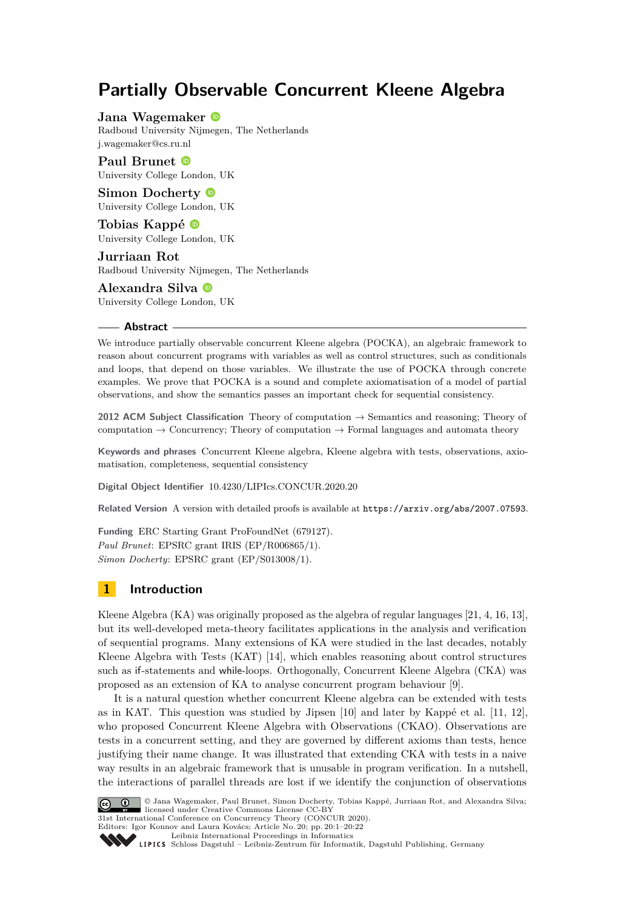# Partially Observable Concurrent Kleene Algebra

**Jana Wagemaker**
Radboud University Nijmegen, The Netherlands
j.wagemaker@cs.ru.nl

**Paul Brunet**
University College London, UK

**Simon Docherty**
University College London, UK

**Tobias Kappé**
University College London, UK

**Jurriaan Rot**
Radboud University Nijmegen, The Netherlands

**Alexandra Silva**
University College London, UK

## Abstract

We introduce partially observable concurrent Kleene algebra (POCKA), an algebraic framework to reason about concurrent programs with variables as well as control structures, such as conditionals and loops, that depend on those variables. We illustrate the use of POCKA through concrete examples. We prove that POCKA is a sound and complete axiomatisation of a model of partial observations, and show the semantics passes an important check for sequential consistency.

**2012 ACM Subject Classification** Theory of computation → Semantics and reasoning; Theory of computation → Concurrency; Theory of computation → Formal languages and automata theory

**Keywords and phrases** Concurrent Kleene algebra, Kleene algebra with tests, observations, axiomatisation, completeness, sequential consistency

**Digital Object Identifier** 10.4230/LIPIcs.CONCUR.2020.20

**Related Version** A version with detailed proofs is available at https://arxiv.org/abs/2007.07593.

**Funding** ERC Starting Grant ProFoundNet (679127).
*Paul Brunet*: EPSRC grant IRIS (EP/R006865/1).
*Simon Docherty*: EPSRC grant (EP/S013008/1).

## 1 Introduction

Kleene Algebra (KA) was originally proposed as the algebra of regular languages [21, 4, 16, 13], but its well-developed meta-theory facilitates applications in the analysis and verification of sequential programs. Many extensions of KA were studied in the last decades, notably Kleene Algebra with Tests (KAT) [14], which enables reasoning about control structures such as if-statements and while-loops. Orthogonally, Concurrent Kleene Algebra (CKA) was proposed as an extension of KA to analyse concurrent program behaviour [9].

It is a natural question whether concurrent Kleene algebra can be extended with tests as in KAT. This question was studied by Jipsen [10] and later by Kappé et al. [11, 12], who proposed Concurrent Kleene Algebra with Observations (CKAO). Observations are tests in a concurrent setting, and they are governed by different axioms than tests, hence justifying their name change. It was illustrated that extending CKA with tests in a naive way results in an algebraic framework that is unusable in program verification. In a nutshell, the interactions of parallel threads are lost if we identify the conjunction of observations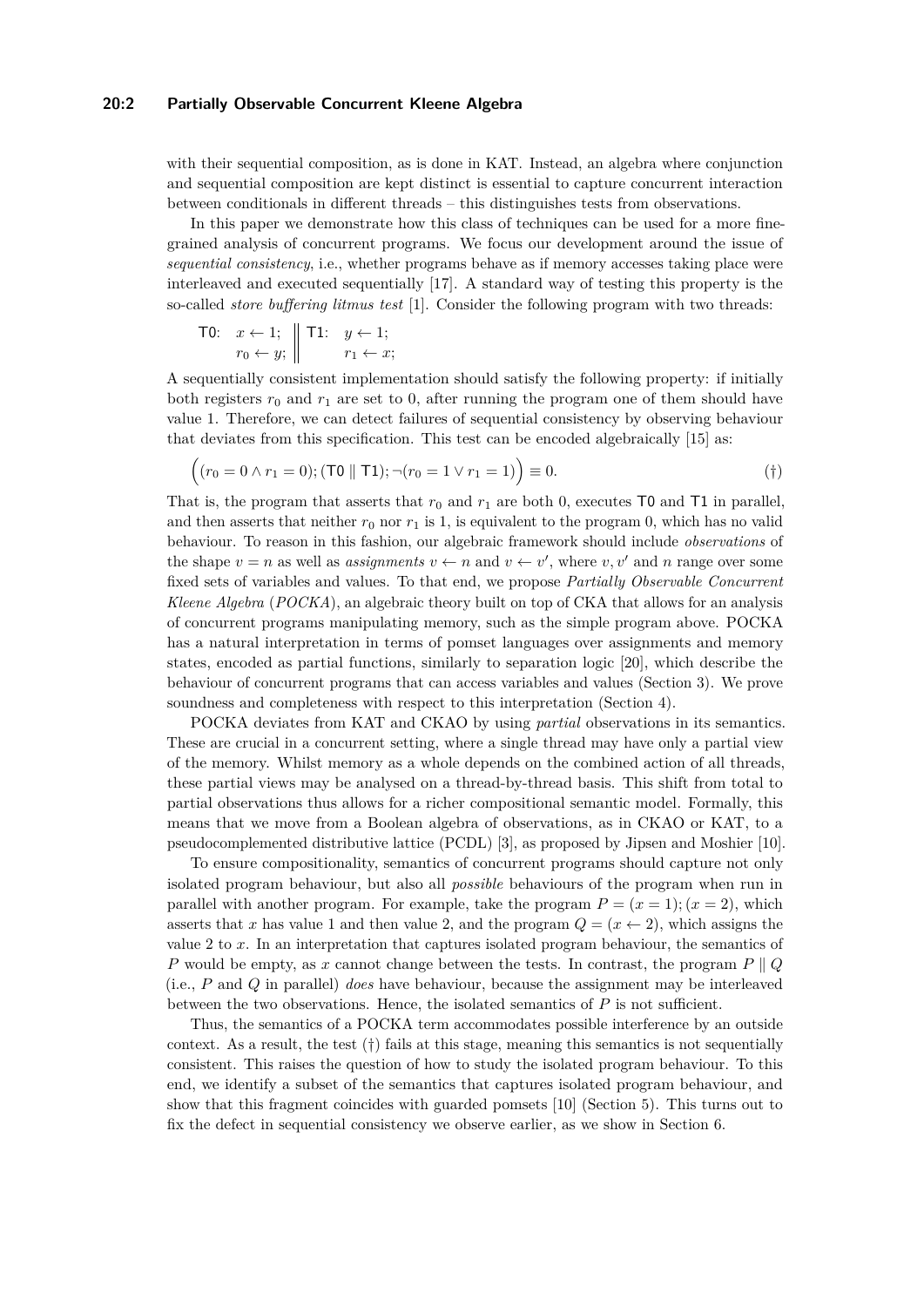with their sequential composition, as is done in KAT. Instead, an algebra where conjunction and sequential composition are kept distinct is essential to capture concurrent interaction between conditionals in different threads – this distinguishes tests from observations.

In this paper we demonstrate how this class of techniques can be used for a more fine-grained analysis of concurrent programs. We focus our development around the issue of *sequential consistency*, i.e., whether programs behave as if memory accesses taking place were interleaved and executed sequentially [17]. A standard way of testing this property is the so-called *store buffering litmus test* [1]. Consider the following program with two threads:

$$\begin{array}{ll} \mathsf{T0}: & x \leftarrow 1; \\ & r_0 \leftarrow y; \end{array} \;\Big\|\; \begin{array}{ll} \mathsf{T1}: & y \leftarrow 1; \\ & r_1 \leftarrow x; \end{array}$$

A sequentially consistent implementation should satisfy the following property: if initially both registers $r_0$ and $r_1$ are set to 0, after running the program one of them should have value 1. Therefore, we can detect failures of sequential consistency by observing behaviour that deviates from this specification. This test can be encoded algebraically [15] as:

$$\Big((r_0 = 0 \wedge r_1 = 0); (\mathsf{T0} \parallel \mathsf{T1}); \neg(r_0 = 1 \vee r_1 = 1)\Big) \equiv 0. \tag{†}$$

That is, the program that asserts that $r_0$ and $r_1$ are both 0, executes $\mathsf{T0}$ and $\mathsf{T1}$ in parallel, and then asserts that neither $r_0$ nor $r_1$ is 1, is equivalent to the program 0, which has no valid behaviour. To reason in this fashion, our algebraic framework should include *observations* of the shape $v = n$ as well as *assignments* $v \leftarrow n$ and $v \leftarrow v'$, where $v, v'$ and $n$ range over some fixed sets of variables and values. To that end, we propose *Partially Observable Concurrent Kleene Algebra* (*POCKA*), an algebraic theory built on top of CKA that allows for an analysis of concurrent programs manipulating memory, such as the simple program above. POCKA has a natural interpretation in terms of pomset languages over assignments and memory states, encoded as partial functions, similarly to separation logic [20], which describe the behaviour of concurrent programs that can access variables and values (Section 3). We prove soundness and completeness with respect to this interpretation (Section 4).

POCKA deviates from KAT and CKAO by using *partial* observations in its semantics. These are crucial in a concurrent setting, where a single thread may have only a partial view of the memory. Whilst memory as a whole depends on the combined action of all threads, these partial views may be analysed on a thread-by-thread basis. This shift from total to partial observations thus allows for a richer compositional semantic model. Formally, this means that we move from a Boolean algebra of observations, as in CKAO or KAT, to a pseudocomplemented distributive lattice (PCDL) [3], as proposed by Jipsen and Moshier [10].

To ensure compositionality, semantics of concurrent programs should capture not only isolated program behaviour, but also all *possible* behaviours of the program when run in parallel with another program. For example, take the program $P = (x = 1); (x = 2)$, which asserts that $x$ has value 1 and then value 2, and the program $Q = (x \leftarrow 2)$, which assigns the value 2 to $x$. In an interpretation that captures isolated program behaviour, the semantics of $P$ would be empty, as $x$ cannot change between the tests. In contrast, the program $P \parallel Q$ (i.e., $P$ and $Q$ in parallel) *does* have behaviour, because the assignment may be interleaved between the two observations. Hence, the isolated semantics of $P$ is not sufficient.

Thus, the semantics of a POCKA term accommodates possible interference by an outside context. As a result, the test (†) fails at this stage, meaning this semantics is not sequentially consistent. This raises the question of how to study the isolated program behaviour. To this end, we identify a subset of the semantics that captures isolated program behaviour, and show that this fragment coincides with guarded pomsets [10] (Section 5). This turns out to fix the defect in sequential consistency we observe earlier, as we show in Section 6.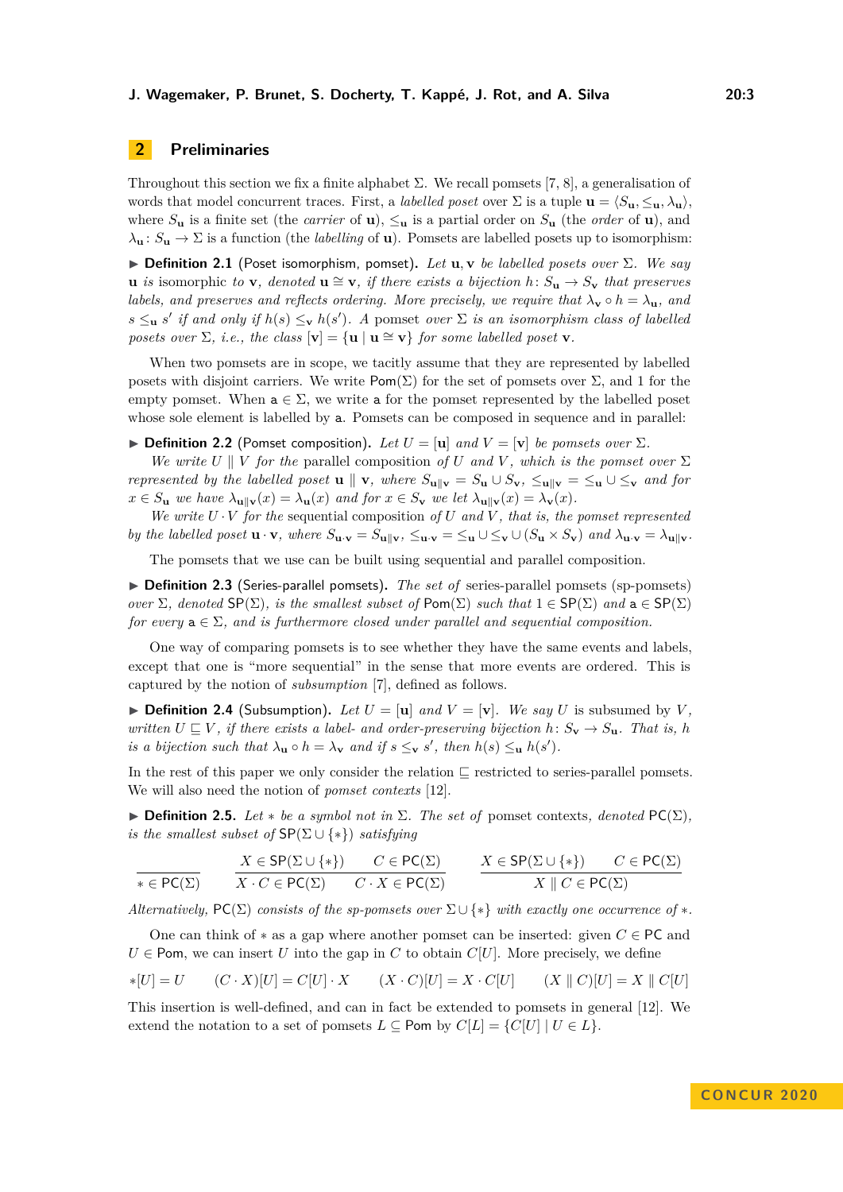## 2 Preliminaries

Throughout this section we fix a finite alphabet $\Sigma$. We recall pomsets [7, 8], a generalisation of words that model concurrent traces. First, a *labelled poset* over $\Sigma$ is a tuple $\mathbf{u} = \langle S_\mathbf{u}, \leq_\mathbf{u}, \lambda_\mathbf{u} \rangle$, where $S_\mathbf{u}$ is a finite set (the *carrier* of $\mathbf{u}$), $\leq_\mathbf{u}$ is a partial order on $S_\mathbf{u}$ (the *order* of $\mathbf{u}$), and $\lambda_\mathbf{u} \colon S_\mathbf{u} \to \Sigma$ is a function (the *labelling* of $\mathbf{u}$). Pomsets are labelled posets up to isomorphism:

▶ **Definition 2.1** (Poset isomorphism, pomset). *Let $\mathbf{u}, \mathbf{v}$ be labelled posets over $\Sigma$. We say $\mathbf{u}$ is* isomorphic *to $\mathbf{v}$, denoted $\mathbf{u} \cong \mathbf{v}$, if there exists a bijection $h \colon S_\mathbf{u} \to S_\mathbf{v}$ that preserves labels, and preserves and reflects ordering. More precisely, we require that $\lambda_\mathbf{v} \circ h = \lambda_\mathbf{u}$, and $s \leq_\mathbf{u} s'$ if and only if $h(s) \leq_\mathbf{v} h(s')$. A* pomset *over $\Sigma$ is an isomorphism class of labelled posets over $\Sigma$, i.e., the class $[\mathbf{v}] = \{\mathbf{u} \mid \mathbf{u} \cong \mathbf{v}\}$ for some labelled poset $\mathbf{v}$.*

When two pomsets are in scope, we tacitly assume that they are represented by labelled posets with disjoint carriers. We write $\mathsf{Pom}(\Sigma)$ for the set of pomsets over $\Sigma$, and $1$ for the empty pomset. When $\mathtt{a} \in \Sigma$, we write $\mathtt{a}$ for the pomset represented by the labelled poset whose sole element is labelled by $\mathtt{a}$. Pomsets can be composed in sequence and in parallel:

▶ **Definition 2.2** (Pomset composition). *Let $U = [\mathbf{u}]$ and $V = [\mathbf{v}]$ be pomsets over $\Sigma$.*

*We write $U \parallel V$ for the* parallel composition *of $U$ and $V$, which is the pomset over $\Sigma$ represented by the labelled poset $\mathbf{u} \parallel \mathbf{v}$, where $S_{\mathbf{u}\parallel\mathbf{v}} = S_\mathbf{u} \cup S_\mathbf{v}$, $\leq_{\mathbf{u}\parallel\mathbf{v}} = \leq_\mathbf{u} \cup \leq_\mathbf{v}$ and for $x \in S_\mathbf{u}$ we have $\lambda_{\mathbf{u}\parallel\mathbf{v}}(x) = \lambda_\mathbf{u}(x)$ and for $x \in S_\mathbf{v}$ we let $\lambda_{\mathbf{u}\parallel\mathbf{v}}(x) = \lambda_\mathbf{v}(x)$.*

*We write $U \cdot V$ for the* sequential composition *of $U$ and $V$, that is, the pomset represented by the labelled poset $\mathbf{u} \cdot \mathbf{v}$, where $S_{\mathbf{u}\cdot\mathbf{v}} = S_{\mathbf{u}\parallel\mathbf{v}}$, $\leq_{\mathbf{u}\cdot\mathbf{v}} = \leq_\mathbf{u} \cup \leq_\mathbf{v} \cup (S_\mathbf{u} \times S_\mathbf{v})$ and $\lambda_{\mathbf{u}\cdot\mathbf{v}} = \lambda_{\mathbf{u}\parallel\mathbf{v}}$.*

The pomsets that we use can be built using sequential and parallel composition.

▶ **Definition 2.3** (Series-parallel pomsets). *The set of* series-parallel pomsets *(sp-pomsets) over $\Sigma$, denoted $\mathsf{SP}(\Sigma)$, is the smallest subset of $\mathsf{Pom}(\Sigma)$ such that $1 \in \mathsf{SP}(\Sigma)$ and $\mathtt{a} \in \mathsf{SP}(\Sigma)$ for every $\mathtt{a} \in \Sigma$, and is furthermore closed under parallel and sequential composition.*

One way of comparing pomsets is to see whether they have the same events and labels, except that one is "more sequential" in the sense that more events are ordered. This is captured by the notion of *subsumption* [7], defined as follows.

▶ **Definition 2.4** (Subsumption). *Let $U = [\mathbf{u}]$ and $V = [\mathbf{v}]$. We say $U$* is subsumed by *$V$, written $U \sqsubseteq V$, if there exists a label- and order-preserving bijection $h \colon S_\mathbf{v} \to S_\mathbf{u}$. That is, $h$ is a bijection such that $\lambda_\mathbf{u} \circ h = \lambda_\mathbf{v}$ and if $s \leq_\mathbf{v} s'$, then $h(s) \leq_\mathbf{u} h(s')$.*

In the rest of this paper we only consider the relation $\sqsubseteq$ restricted to series-parallel pomsets. We will also need the notion of *pomset contexts* [12].

▶ **Definition 2.5.** *Let $*$ be a symbol not in $\Sigma$. The set of* pomset contexts, *denoted $\mathsf{PC}(\Sigma)$, is the smallest subset of $\mathsf{SP}(\Sigma \cup \{*\})$ satisfying*

$$\frac{}{* \in \mathsf{PC}(\Sigma)} \qquad \frac{X \in \mathsf{SP}(\Sigma \cup \{*\}) \qquad C \in \mathsf{PC}(\Sigma)}{X \cdot C \in \mathsf{PC}(\Sigma) \qquad C \cdot X \in \mathsf{PC}(\Sigma)} \qquad \frac{X \in \mathsf{SP}(\Sigma \cup \{*\}) \qquad C \in \mathsf{PC}(\Sigma)}{X \parallel C \in \mathsf{PC}(\Sigma)}$$

*Alternatively, $\mathsf{PC}(\Sigma)$ consists of the sp-pomsets over $\Sigma \cup \{*\}$ with exactly one occurrence of $*$.*

One can think of $*$ as a gap where another pomset can be inserted: given $C \in \mathsf{PC}$ and $U \in \mathsf{Pom}$, we can insert $U$ into the gap in $C$ to obtain $C[U]$. More precisely, we define

$$*[U] = U \qquad (C \cdot X)[U] = C[U] \cdot X \qquad (X \cdot C)[U] = X \cdot C[U] \qquad (X \parallel C)[U] = X \parallel C[U]$$

This insertion is well-defined, and can in fact be extended to pomsets in general [12]. We extend the notation to a set of pomsets $L \subseteq \mathsf{Pom}$ by $C[L] = \{C[U] \mid U \in L\}$.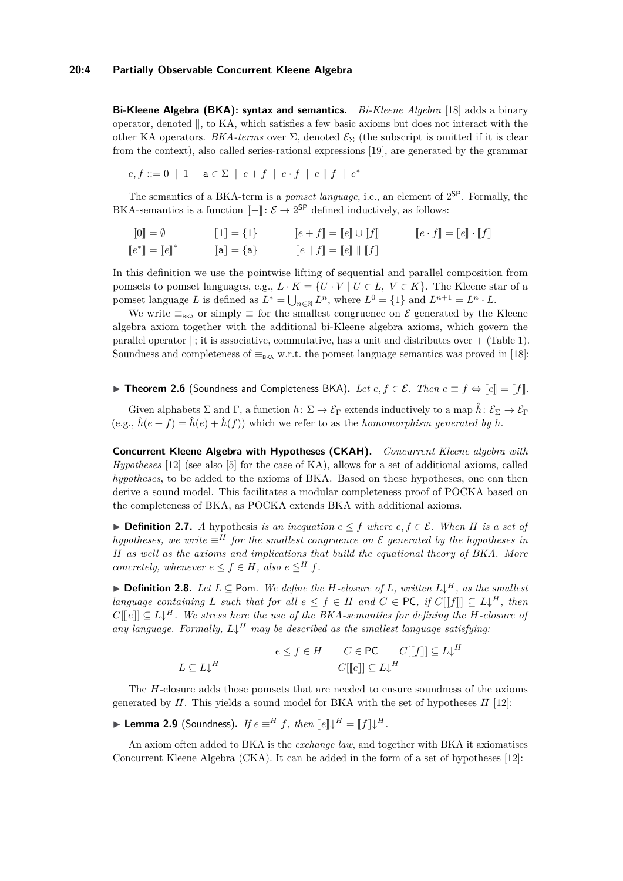**Bi-Kleene Algebra (BKA): syntax and semantics.** *Bi-Kleene Algebra* [18] adds a binary operator, denoted $\parallel$, to KA, which satisfies a few basic axioms but does not interact with the other KA operators. *BKA-terms* over $\Sigma$, denoted $\mathcal{E}_\Sigma$ (the subscript is omitted if it is clear from the context), also called series-rational expressions [19], are generated by the grammar

$$e, f ::= 0 \mid 1 \mid \mathsf{a} \in \Sigma \mid e + f \mid e \cdot f \mid e \parallel f \mid e^*$$

The semantics of a BKA-term is a *pomset language*, i.e., an element of $2^{\mathsf{SP}}$. Formally, the BKA-semantics is a function $[\![-]\!] : \mathcal{E} \to 2^{\mathsf{SP}}$ defined inductively, as follows:

$$[\![0]\!] = \emptyset \qquad [\![1]\!] = \{1\} \qquad [\![e + f]\!] = [\![e]\!] \cup [\![f]\!] \qquad [\![e \cdot f]\!] = [\![e]\!] \cdot [\![f]\!]$$

$$[\![e^*]\!] = [\![e]\!]^* \qquad [\![\mathsf{a}]\!] = \{\mathsf{a}\} \qquad [\![e \parallel f]\!] = [\![e]\!] \parallel [\![f]\!]$$

In this definition we use the pointwise lifting of sequential and parallel composition from pomsets to pomset languages, e.g., $L \cdot K = \{U \cdot V \mid U \in L,\ V \in K\}$. The Kleene star of a pomset language $L$ is defined as $L^* = \bigcup_{n \in \mathbb{N}} L^n$, where $L^0 = \{1\}$ and $L^{n+1} = L^n \cdot L$.

We write $\equiv_{\mathsf{BKA}}$ or simply $\equiv$ for the smallest congruence on $\mathcal{E}$ generated by the Kleene algebra axiom together with the additional bi-Kleene algebra axioms, which govern the parallel operator $\parallel$; it is associative, commutative, has a unit and distributes over $+$ (Table 1). Soundness and completeness of $\equiv_{\mathsf{BKA}}$ w.r.t. the pomset language semantics was proved in [18]:

▶ **Theorem 2.6** (Soundness and Completeness BKA). *Let $e, f \in \mathcal{E}$. Then $e \equiv f \Leftrightarrow [\![e]\!] = [\![f]\!]$.*

Given alphabets $\Sigma$ and $\Gamma$, a function $h : \Sigma \to \mathcal{E}_\Gamma$ extends inductively to a map $\hat{h} : \mathcal{E}_\Sigma \to \mathcal{E}_\Gamma$ (e.g., $\hat{h}(e + f) = \hat{h}(e) + \hat{h}(f)$) which we refer to as the *homomorphism generated by $h$*.

**Concurrent Kleene Algebra with Hypotheses (CKAH).** *Concurrent Kleene algebra with Hypotheses* [12] (see also [5] for the case of KA), allows for a set of additional axioms, called *hypotheses*, to be added to the axioms of BKA. Based on these hypotheses, one can then derive a sound model. This facilitates a modular completeness proof of POCKA based on the completeness of BKA, as POCKA extends BKA with additional axioms.

▶ **Definition 2.7.** *A* hypothesis *is an inequation $e \leq f$ where $e, f \in \mathcal{E}$. When $H$ is a set of hypotheses, we write $\equiv^H$ for the smallest congruence on $\mathcal{E}$ generated by the hypotheses in $H$ as well as the axioms and implications that build the equational theory of BKA. More concretely, whenever $e \leq f \in H$, also $e \leqq^H f$.*

▶ **Definition 2.8.** *Let $L \subseteq \mathsf{Pom}$. We define the $H$-closure of $L$, written $L{\downarrow}^H$, as the smallest language containing $L$ such that for all $e \leq f \in H$ and $C \in \mathsf{PC}$, if $C[[\![f]\!]] \subseteq L{\downarrow}^H$, then $C[[\![e]\!]] \subseteq L{\downarrow}^H$. We stress here the use of the BKA-semantics for defining the $H$-closure of any language. Formally, $L{\downarrow}^H$ may be described as the smallest language satisfying:*

$$\frac{}{L \subseteq L{\downarrow}^H} \qquad\qquad \frac{e \leq f \in H \qquad C \in \mathsf{PC} \qquad C[[\![f]\!]] \subseteq L{\downarrow}^H}{C[[\![e]\!]] \subseteq L{\downarrow}^H}$$

The $H$-closure adds those pomsets that are needed to ensure soundness of the axioms generated by $H$. This yields a sound model for BKA with the set of hypotheses $H$ [12]:

▶ **Lemma 2.9** (Soundness). *If $e \equiv^H f$, then $[\![e]\!]{\downarrow}^H = [\![f]\!]{\downarrow}^H$.*

An axiom often added to BKA is the *exchange law*, and together with BKA it axiomatises Concurrent Kleene Algebra (CKA). It can be added in the form of a set of hypotheses [12]: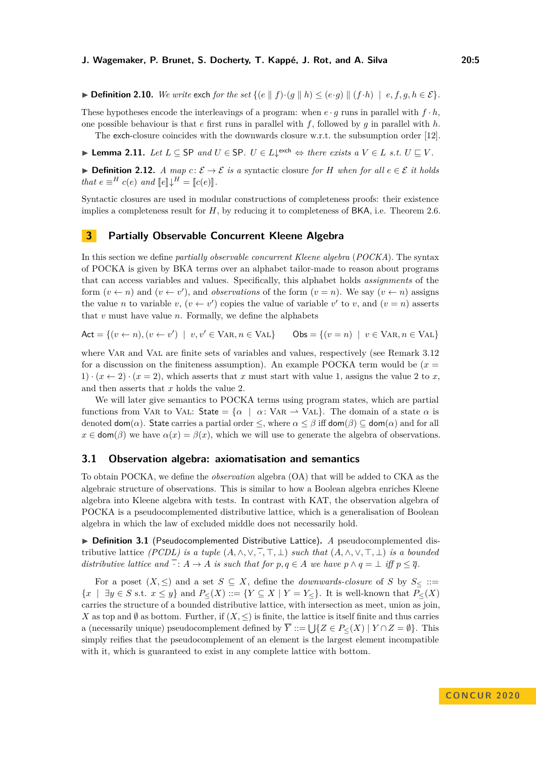▶ **Definition 2.10.** *We write* exch *for the set* $\{(e \parallel f)\cdot(g \parallel h) \leq (e\cdot g) \parallel (f\cdot h) \mid e, f, g, h \in \mathcal{E}\}$.

These hypotheses encode the interleavings of a program: when $e \cdot g$ runs in parallel with $f \cdot h$, one possible behaviour is that $e$ first runs in parallel with $f$, followed by $g$ in parallel with $h$.

The exch-closure coincides with the downwards closure w.r.t. the subsumption order [12].

▶ **Lemma 2.11.** *Let* $L \subseteq \mathsf{SP}$ *and* $U \in \mathsf{SP}$*.* $U \in L{\downarrow}^{\mathsf{exch}} \Leftrightarrow$ *there exists a* $V \in L$ *s.t.* $U \sqsubseteq V$*.*

▶ **Definition 2.12.** *A map* $c\colon \mathcal{E} \to \mathcal{E}$ *is a* syntactic closure *for* $H$ *when for all* $e \in \mathcal{E}$ *it holds that* $e \equiv^H c(e)$ *and* $[\![e]\!]{\downarrow}^H = [\![c(e)]\!]$*.*

Syntactic closures are used in modular constructions of completeness proofs: their existence implies a completeness result for $H$, by reducing it to completeness of BKA, i.e. Theorem 2.6.

## 3 Partially Observable Concurrent Kleene Algebra

In this section we define *partially observable concurrent Kleene algebra* (*POCKA*). The syntax of POCKA is given by BKA terms over an alphabet tailor-made to reason about programs that can access variables and values. Specifically, this alphabet holds *assignments* of the form $(v \leftarrow n)$ and $(v \leftarrow v')$, and *observations* of the form $(v = n)$. We say $(v \leftarrow n)$ assigns the value $n$ to variable $v$, $(v \leftarrow v')$ copies the value of variable $v'$ to $v$, and $(v = n)$ asserts that $v$ must have value $n$. Formally, we define the alphabets

$$\mathsf{Act} = \{(v \leftarrow n), (v \leftarrow v') \mid v, v' \in \textsc{Var}, n \in \textsc{Val}\} \qquad \mathsf{Obs} = \{(v = n) \mid v \in \textsc{Var}, n \in \textsc{Val}\}$$

where $\textsc{Var}$ and $\textsc{Val}$ are finite sets of variables and values, respectively (see Remark 3.12 for a discussion on the finiteness assumption). An example POCKA term would be $(x = 1)\cdot(x \leftarrow 2)\cdot(x = 2)$, which asserts that $x$ must start with value 1, assigns the value 2 to $x$, and then asserts that $x$ holds the value 2.

We will later give semantics to POCKA terms using program states, which are partial functions from $\textsc{Var}$ to $\textsc{Val}$: $\mathsf{State} = \{\alpha \mid \alpha\colon \textsc{Var} \rightharpoonup \textsc{Val}\}$. The domain of a state $\alpha$ is denoted $\mathsf{dom}(\alpha)$. $\mathsf{State}$ carries a partial order $\leq$, where $\alpha \leq \beta$ iff $\mathsf{dom}(\beta) \subseteq \mathsf{dom}(\alpha)$ and for all $x \in \mathsf{dom}(\beta)$ we have $\alpha(x) = \beta(x)$, which we will use to generate the algebra of observations.

### 3.1 Observation algebra: axiomatisation and semantics

To obtain POCKA, we define the *observation* algebra (OA) that will be added to CKA as the algebraic structure of observations. This is similar to how a Boolean algebra enriches Kleene algebra into Kleene algebra with tests. In contrast with KAT, the observation algebra of POCKA is a pseudocomplemented distributive lattice, which is a generalisation of Boolean algebra in which the law of excluded middle does not necessarily hold.

▶ **Definition 3.1** (Pseudocomplemented Distributive Lattice)**.** *A* pseudocomplemented distributive lattice *(PCDL) is a tuple* $(A, \wedge, \vee, \overline{\cdot}, \top, \bot)$ *such that* $(A, \wedge, \vee, \top, \bot)$ *is a bounded distributive lattice and* $\overline{\cdot}\colon A \to A$ *is such that for* $p, q \in A$ *we have* $p \wedge q = \bot$ *iff* $p \leq \overline{q}$*.*

For a poset $(X, \leq)$ and a set $S \subseteq X$, define the *downwards-closure* of $S$ by $S_{\leq} ::= \{x \mid \exists y \in S \text{ s.t. } x \leq y\}$ and $P_{\leq}(X) ::= \{Y \subseteq X \mid Y = Y_{\leq}\}$. It is well-known that $P_{\leq}(X)$ carries the structure of a bounded distributive lattice, with intersection as meet, union as join, $X$ as top and $\emptyset$ as bottom. Further, if $(X, \leq)$ is finite, the lattice is itself finite and thus carries a (necessarily unique) pseudocomplement defined by $\overline{Y} ::= \bigcup\{Z \in P_{\leq}(X) \mid Y \cap Z = \emptyset\}$. This simply reifies that the pseudocomplement of an element is the largest element incompatible with it, which is guaranteed to exist in any complete lattice with bottom.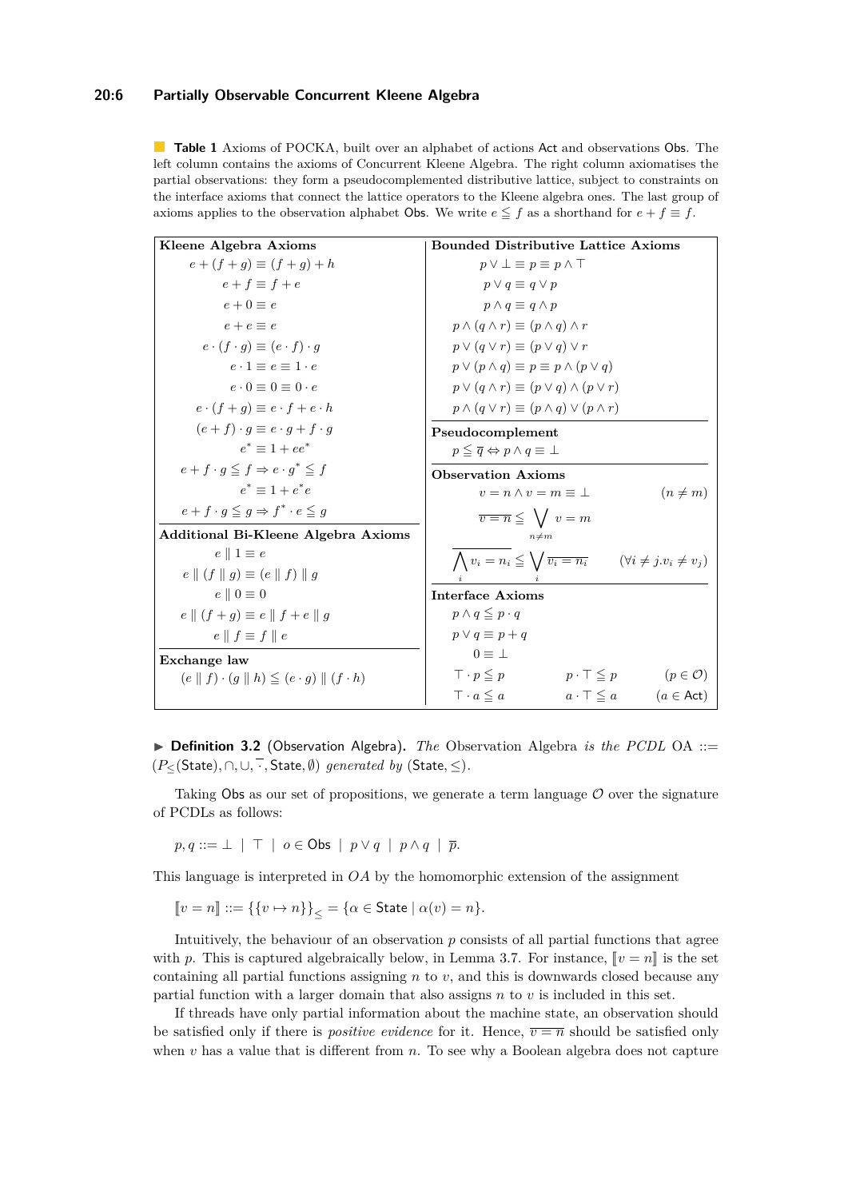**Table 1** Axioms of POCKA, built over an alphabet of actions Act and observations Obs. The left column contains the axioms of Concurrent Kleene Algebra. The right column axiomatises the partial observations: they form a pseudocomplemented distributive lattice, subject to constraints on the interface axioms that connect the lattice operators to the Kleene algebra ones. The last group of axioms applies to the observation alphabet Obs. We write $e \leqq f$ as a shorthand for $e + f \equiv f$.

| **Kleene Algebra Axioms** | **Bounded Distributive Lattice Axioms** |
|---|---|
| $e + (f + g) \equiv (f + g) + h$ | $p \vee \bot \equiv p \equiv p \wedge \top$ |
| $e + f \equiv f + e$ | $p \vee q \equiv q \vee p$ |
| $e + 0 \equiv e$ | $p \wedge q \equiv q \wedge p$ |
| $e + e \equiv e$ | $p \wedge (q \wedge r) \equiv (p \wedge q) \wedge r$ |
| $e \cdot (f \cdot g) \equiv (e \cdot f) \cdot g$ | $p \vee (q \vee r) \equiv (p \vee q) \vee r$ |
| $e \cdot 1 \equiv e \equiv 1 \cdot e$ | $p \vee (p \wedge q) \equiv p \equiv p \wedge (p \vee q)$ |
| $e \cdot 0 \equiv 0 \equiv 0 \cdot e$ | $p \vee (q \wedge r) \equiv (p \vee q) \wedge (p \vee r)$ |
| $e \cdot (f + g) \equiv e \cdot f + e \cdot h$ | $p \wedge (q \vee r) \equiv (p \wedge q) \vee (p \wedge r)$ |
| $(e + f) \cdot g \equiv e \cdot g + f \cdot g$ | **Pseudocomplement** |
| $e^* \equiv 1 + ee^*$ | $p \leqq \overline{q} \Leftrightarrow p \wedge q \equiv \bot$ |
| $e + f \cdot g \leqq f \Rightarrow e \cdot g^* \leqq f$ | **Observation Axioms** |
| $e^* \equiv 1 + e^*e$ | $v = n \wedge v = m \equiv \bot \quad (n \neq m)$ |
| $e + f \cdot g \leqq g \Rightarrow f^* \cdot e \leqq g$ | $\overline{v = n} \leqq \bigvee_{n \neq m} v = m$ |
| **Additional Bi-Kleene Algebra Axioms** | $\overline{\bigwedge_i v_i = n_i} \leqq \bigvee_i \overline{v_i = n_i} \quad (\forall i \neq j. v_i \neq v_j)$ |
| $e \parallel 1 \equiv e$ | **Interface Axioms** |
| $e \parallel (f \parallel g) \equiv (e \parallel f) \parallel g$ | $p \wedge q \leqq p \cdot q$ |
| $e \parallel 0 \equiv 0$ | $p \vee q \equiv p + q$ |
| $e \parallel (f + g) \equiv e \parallel f + e \parallel g$ | $0 \equiv \bot$ |
| $e \parallel f \equiv f \parallel e$ | $\top \cdot p \leqq p \qquad p \cdot \top \leqq p \quad (p \in \mathcal{O})$ |
| **Exchange law** | $\top \cdot a \leqq a \qquad a \cdot \top \leqq a \quad (a \in \mathsf{Act})$ |
| $(e \parallel f) \cdot (g \parallel h) \leqq (e \cdot g) \parallel (f \cdot h)$ | |

▶ **Definition 3.2** (Observation Algebra). *The* Observation Algebra *is the PCDL* OA $::=$ $(P_{\leq}(\mathsf{State}), \cap, \cup, \overline{\cdot}, \mathsf{State}, \emptyset)$ *generated by* $(\mathsf{State}, \leq)$.

Taking Obs as our set of propositions, we generate a term language $\mathcal{O}$ over the signature of PCDLs as follows:

$$p, q ::= \bot \mid \top \mid o \in \mathsf{Obs} \mid p \vee q \mid p \wedge q \mid \overline{p}.$$

This language is interpreted in $OA$ by the homomorphic extension of the assignment

$$[\![v = n]\!] ::= \{\{v \mapsto n\}\}_{\leq} = \{\alpha \in \mathsf{State} \mid \alpha(v) = n\}.$$

Intuitively, the behaviour of an observation $p$ consists of all partial functions that agree with $p$. This is captured algebraically below, in Lemma 3.7. For instance, $[\![v = n]\!]$ is the set containing all partial functions assigning $n$ to $v$, and this is downwards closed because any partial function with a larger domain that also assigns $n$ to $v$ is included in this set.

If threads have only partial information about the machine state, an observation should be satisfied only if there is *positive evidence* for it. Hence, $\overline{v = n}$ should be satisfied only when $v$ has a value that is different from $n$. To see why a Boolean algebra does not capture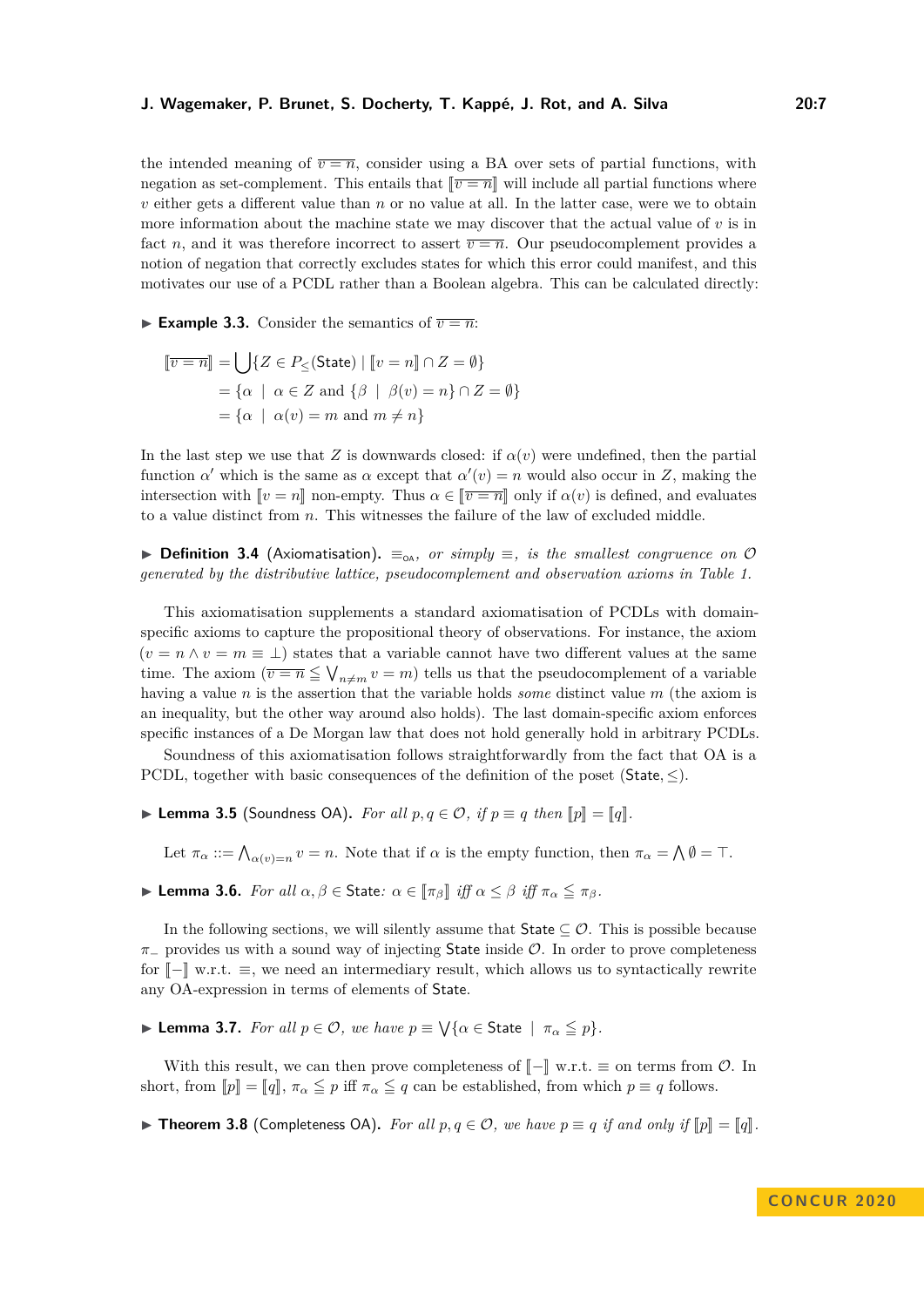the intended meaning of $\overline{v = n}$, consider using a BA over sets of partial functions, with negation as set-complement. This entails that $[\![\overline{v = n}]\!]$ will include all partial functions where $v$ either gets a different value than $n$ or no value at all. In the latter case, were we to obtain more information about the machine state we may discover that the actual value of $v$ is in fact $n$, and it was therefore incorrect to assert $\overline{v = n}$. Our pseudocomplement provides a notion of negation that correctly excludes states for which this error could manifest, and this motivates our use of a PCDL rather than a Boolean algebra. This can be calculated directly:

▶ **Example 3.3.** Consider the semantics of $\overline{v = n}$:

$$
\begin{aligned}
[\![\overline{v = n}]\!] &= \bigcup \{ Z \in P_{\leq}(\mathsf{State}) \mid [\![v = n]\!] \cap Z = \emptyset \} \\
&= \{ \alpha \mid \alpha \in Z \text{ and } \{ \beta \mid \beta(v) = n \} \cap Z = \emptyset \} \\
&= \{ \alpha \mid \alpha(v) = m \text{ and } m \neq n \}
\end{aligned}
$$

In the last step we use that $Z$ is downwards closed: if $\alpha(v)$ were undefined, then the partial function $\alpha'$ which is the same as $\alpha$ except that $\alpha'(v) = n$ would also occur in $Z$, making the intersection with $[\![v = n]\!]$ non-empty. Thus $\alpha \in [\![\overline{v = n}]\!]$ only if $\alpha(v)$ is defined, and evaluates to a value distinct from $n$. This witnesses the failure of the law of excluded middle.

▶ **Definition 3.4** (Axiomatisation). *$\equiv_{\mathsf{OA}}$, or simply $\equiv$, is the smallest congruence on $\mathcal{O}$ generated by the distributive lattice, pseudocomplement and observation axioms in Table 1.*

This axiomatisation supplements a standard axiomatisation of PCDLs with domain-specific axioms to capture the propositional theory of observations. For instance, the axiom $(v = n \wedge v = m \equiv \bot)$ states that a variable cannot have two different values at the same time. The axiom $(\overline{v = n} \leqq \bigvee_{n \neq m} v = m)$ tells us that the pseudocomplement of a variable having a value $n$ is the assertion that the variable holds *some* distinct value $m$ (the axiom is an inequality, but the other way around also holds). The last domain-specific axiom enforces specific instances of a De Morgan law that does not hold generally hold in arbitrary PCDLs.

Soundness of this axiomatisation follows straightforwardly from the fact that OA is a PCDL, together with basic consequences of the definition of the poset $(\mathsf{State}, \leq)$.

▶ **Lemma 3.5** (Soundness OA). *For all $p, q \in \mathcal{O}$, if $p \equiv q$ then $[\![p]\!] = [\![q]\!]$.*

Let $\pi_\alpha ::= \bigwedge_{\alpha(v) = n} v = n$. Note that if $\alpha$ is the empty function, then $\pi_\alpha = \bigwedge \emptyset = \top$.

▶ **Lemma 3.6.** *For all $\alpha, \beta \in \mathsf{State}$: $\alpha \in [\![\pi_\beta]\!]$ iff $\alpha \leq \beta$ iff $\pi_\alpha \leqq \pi_\beta$.*

In the following sections, we will silently assume that $\mathsf{State} \subseteq \mathcal{O}$. This is possible because $\pi_{-}$ provides us with a sound way of injecting $\mathsf{State}$ inside $\mathcal{O}$. In order to prove completeness for $[\![-]\!]$ w.r.t. $\equiv$, we need an intermediary result, which allows us to syntactically rewrite any OA-expression in terms of elements of $\mathsf{State}$.

▶ **Lemma 3.7.** *For all $p \in \mathcal{O}$, we have $p \equiv \bigvee \{ \alpha \in \mathsf{State} \mid \pi_\alpha \leqq p \}$.*

With this result, we can then prove completeness of $[\![-]\!]$ w.r.t. $\equiv$ on terms from $\mathcal{O}$. In short, from $[\![p]\!] = [\![q]\!]$, $\pi_\alpha \leqq p$ iff $\pi_\alpha \leqq q$ can be established, from which $p \equiv q$ follows.

▶ **Theorem 3.8** (Completeness OA). *For all $p, q \in \mathcal{O}$, we have $p \equiv q$ if and only if $[\![p]\!] = [\![q]\!]$.*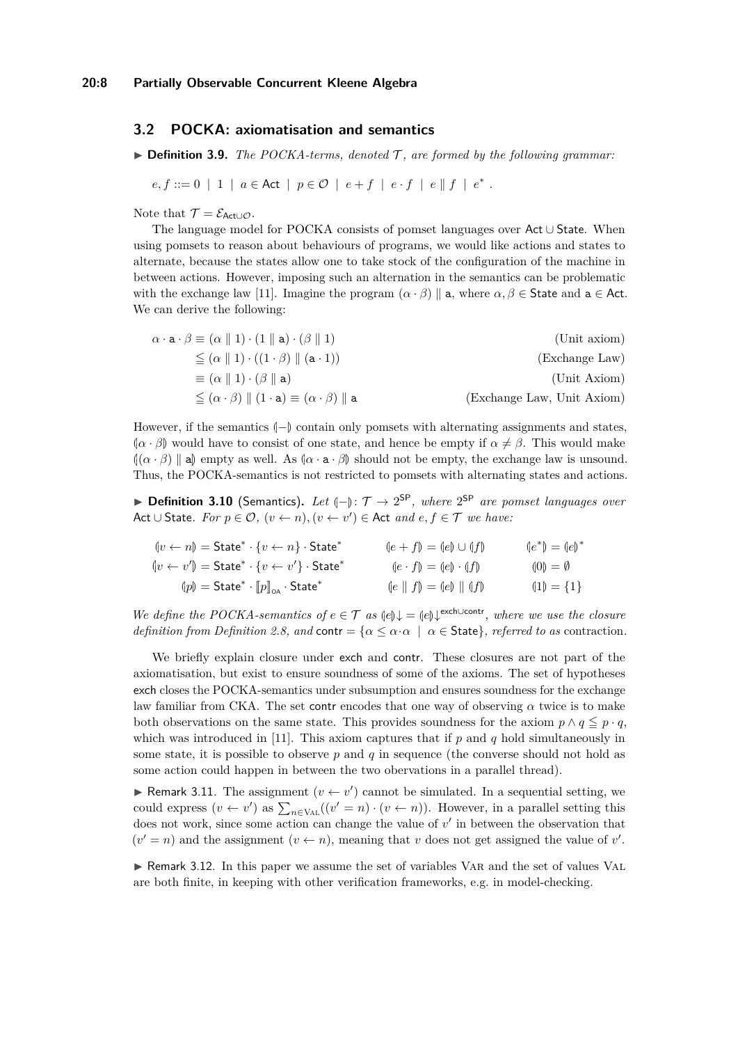### 3.2 POCKA: axiomatisation and semantics

▶ **Definition 3.9.** *The POCKA-terms, denoted $\mathcal{T}$, are formed by the following grammar:*

$$e, f ::= 0 \mid 1 \mid a \in \mathsf{Act} \mid p \in \mathcal{O} \mid e + f \mid e \cdot f \mid e \parallel f \mid e^* .$$

Note that $\mathcal{T} = \mathcal{E}_{\mathsf{Act} \cup \mathcal{O}}$.

The language model for POCKA consists of pomset languages over $\mathsf{Act} \cup \mathsf{State}$. When using pomsets to reason about behaviours of programs, we would like actions and states to alternate, because the states allow one to take stock of the configuration of the machine in between actions. However, imposing such an alternation in the semantics can be problematic with the exchange law [11]. Imagine the program $(\alpha \cdot \beta) \parallel \mathsf{a}$, where $\alpha, \beta \in \mathsf{State}$ and $\mathsf{a} \in \mathsf{Act}$. We can derive the following:

$$
\begin{aligned}
\alpha \cdot \mathsf{a} \cdot \beta &\equiv (\alpha \parallel 1) \cdot (1 \parallel \mathsf{a}) \cdot (\beta \parallel 1) && \text{(Unit axiom)} \\
&\leqq (\alpha \parallel 1) \cdot ((1 \cdot \beta) \parallel (\mathsf{a} \cdot 1)) && \text{(Exchange Law)} \\
&\equiv (\alpha \parallel 1) \cdot (\beta \parallel \mathsf{a}) && \text{(Unit Axiom)} \\
&\leqq (\alpha \cdot \beta) \parallel (1 \cdot \mathsf{a}) \equiv (\alpha \cdot \beta) \parallel \mathsf{a} && \text{(Exchange Law, Unit Axiom)}
\end{aligned}
$$

However, if the semantics $(\!|-|\!)$ contain only pomsets with alternating assignments and states, $(\!|\alpha \cdot \beta|\!)$ would have to consist of one state, and hence be empty if $\alpha \neq \beta$. This would make $(\!|(\alpha \cdot \beta) \parallel \mathsf{a}|\!)$ empty as well. As $(\!|\alpha \cdot \mathsf{a} \cdot \beta|\!)$ should not be empty, the exchange law is unsound. Thus, the POCKA-semantics is not restricted to pomsets with alternating states and actions.

▶ **Definition 3.10** (Semantics)**.** *Let $(\!|-|\!) \colon \mathcal{T} \to 2^{\mathsf{SP}}$, where $2^{\mathsf{SP}}$ are pomset languages over $\mathsf{Act} \cup \mathsf{State}$. For $p \in \mathcal{O}$, $(v \leftarrow n), (v \leftarrow v') \in \mathsf{Act}$ and $e, f \in \mathcal{T}$ we have:*

$$
\begin{aligned}
&(\!|v \leftarrow n|\!) = \mathsf{State}^* \cdot \{v \leftarrow n\} \cdot \mathsf{State}^* && (\!|e + f|\!) = (\!|e|\!) \cup (\!|f|\!) && (\!|e^*|\!) = (\!|e|\!)^* \\
&(\!|v \leftarrow v'|\!) = \mathsf{State}^* \cdot \{v \leftarrow v'\} \cdot \mathsf{State}^* && (\!|e \cdot f|\!) = (\!|e|\!) \cdot (\!|f|\!) && (\!|0|\!) = \emptyset \\
&(\!|p|\!) = \mathsf{State}^* \cdot [\![p]\!]_{\mathsf{OA}} \cdot \mathsf{State}^* && (\!|e \parallel f|\!) = (\!|e|\!) \parallel (\!|f|\!) && (\!|1|\!) = \{1\}
\end{aligned}
$$

*We define the POCKA-semantics of $e \in \mathcal{T}$ as $(\!|e|\!)\!\downarrow = (\!|e|\!)\!\downarrow^{\mathsf{exch} \cup \mathsf{contr}}$, where we use the closure definition from Definition 2.8, and $\mathsf{contr} = \{\alpha \leq \alpha \cdot \alpha \mid \alpha \in \mathsf{State}\}$, referred to as* contraction.

We briefly explain closure under $\mathsf{exch}$ and $\mathsf{contr}$. These closures are not part of the axiomatisation, but exist to ensure soundness of some of the axioms. The set of hypotheses $\mathsf{exch}$ closes the POCKA-semantics under subsumption and ensures soundness for the exchange law familiar from CKA. The set $\mathsf{contr}$ encodes that one way of observing $\alpha$ twice is to make both observations on the same state. This provides soundness for the axiom $p \wedge q \leqq p \cdot q$, which was introduced in [11]. This axiom captures that if $p$ and $q$ hold simultaneously in some state, it is possible to observe $p$ and $q$ in sequence (the converse should not hold as some action could happen in between the two obervations in a parallel thread).

▶ Remark 3.11. The assignment $(v \leftarrow v')$ cannot be simulated. In a sequential setting, we could express $(v \leftarrow v')$ as $\sum_{n \in \mathrm{VAL}}((v' = n) \cdot (v \leftarrow n))$. However, in a parallel setting this does not work, since some action can change the value of $v'$ in between the observation that $(v' = n)$ and the assignment $(v \leftarrow n)$, meaning that $v$ does not get assigned the value of $v'$.

▶ Remark 3.12. In this paper we assume the set of variables VAR and the set of values VAL are both finite, in keeping with other verification frameworks, e.g. in model-checking.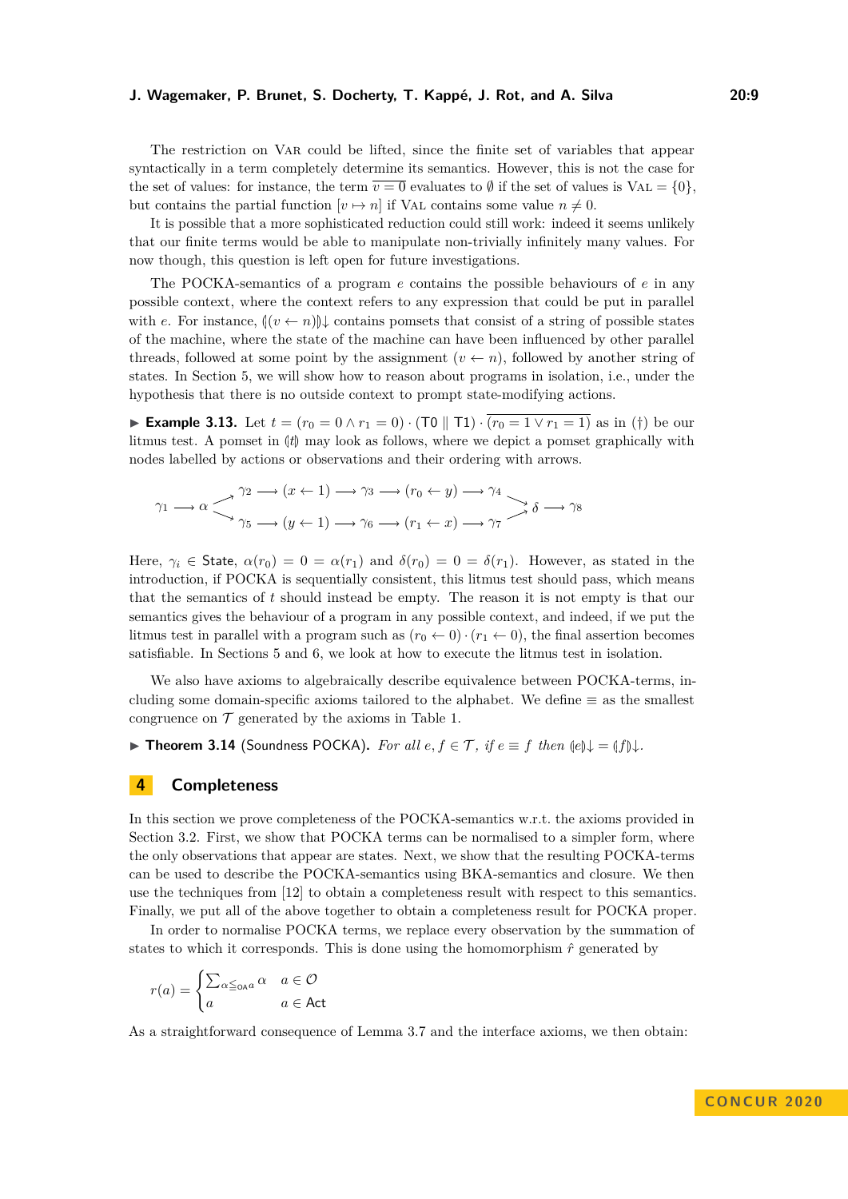The restriction on $\textsc{Var}$ could be lifted, since the finite set of variables that appear syntactically in a term completely determine its semantics. However, this is not the case for the set of values: for instance, the term $\overline{v = 0}$ evaluates to $\emptyset$ if the set of values is $\textsc{Val} = \{0\}$, but contains the partial function $[v \mapsto n]$ if $\textsc{Val}$ contains some value $n \neq 0$.

It is possible that a more sophisticated reduction could still work: indeed it seems unlikely that our finite terms would be able to manipulate non-trivially infinitely many values. For now though, this question is left open for future investigations.

The POCKA-semantics of a program $e$ contains the possible behaviours of $e$ in any possible context, where the context refers to any expression that could be put in parallel with $e$. For instance, $(\!|(v \leftarrow n)|\!)\!\downarrow$ contains pomsets that consist of a string of possible states of the machine, where the state of the machine can have been influenced by other parallel threads, followed at some point by the assignment $(v \leftarrow n)$, followed by another string of states. In Section 5, we will show how to reason about programs in isolation, i.e., under the hypothesis that there is no outside context to prompt state-modifying actions.

▶ **Example 3.13.** Let $t = (r_0 = 0 \wedge r_1 = 0) \cdot (\mathsf{T0} \parallel \mathsf{T1}) \cdot \overline{(r_0 = 1 \vee r_1 = 1)}$ as in (†) be our litmus test. A pomset in $(\!|t|\!)$ may look as follows, where we depict a pomset graphically with nodes labelled by actions or observations and their ordering with arrows.

$$\gamma_1 \longrightarrow \alpha \begin{array}{l} \nearrow \gamma_2 \longrightarrow (x \leftarrow 1) \longrightarrow \gamma_3 \longrightarrow (r_0 \leftarrow y) \longrightarrow \gamma_4 \searrow \\ \searrow \gamma_5 \longrightarrow (y \leftarrow 1) \longrightarrow \gamma_6 \longrightarrow (r_1 \leftarrow x) \longrightarrow \gamma_7 \nearrow \end{array} \delta \longrightarrow \gamma_8$$

Here, $\gamma_i \in \mathsf{State}$, $\alpha(r_0) = 0 = \alpha(r_1)$ and $\delta(r_0) = 0 = \delta(r_1)$. However, as stated in the introduction, if POCKA is sequentially consistent, this litmus test should pass, which means that the semantics of $t$ should instead be empty. The reason it is not empty is that our semantics gives the behaviour of a program in any possible context, and indeed, if we put the litmus test in parallel with a program such as $(r_0 \leftarrow 0) \cdot (r_1 \leftarrow 0)$, the final assertion becomes satisfiable. In Sections 5 and 6, we look at how to execute the litmus test in isolation.

We also have axioms to algebraically describe equivalence between POCKA-terms, including some domain-specific axioms tailored to the alphabet. We define $\equiv$ as the smallest congruence on $\mathcal{T}$ generated by the axioms in Table 1.

▶ **Theorem 3.14** (Soundness POCKA). *For all $e, f \in \mathcal{T}$, if $e \equiv f$ then $(\!|e|\!)\!\downarrow = (\!|f|\!)\!\downarrow$.*

# 4 Completeness

In this section we prove completeness of the POCKA-semantics w.r.t. the axioms provided in Section 3.2. First, we show that POCKA terms can be normalised to a simpler form, where the only observations that appear are states. Next, we show that the resulting POCKA-terms can be used to describe the POCKA-semantics using BKA-semantics and closure. We then use the techniques from [12] to obtain a completeness result with respect to this semantics. Finally, we put all of the above together to obtain a completeness result for POCKA proper.

In order to normalise POCKA terms, we replace every observation by the summation of states to which it corresponds. This is done using the homomorphism $\hat{r}$ generated by

$$r(a) = \begin{cases} \sum_{\alpha \leq_{\mathsf{OA}} a} \alpha & a \in \mathcal{O} \\ a & a \in \mathsf{Act} \end{cases}$$

As a straightforward consequence of Lemma 3.7 and the interface axioms, we then obtain: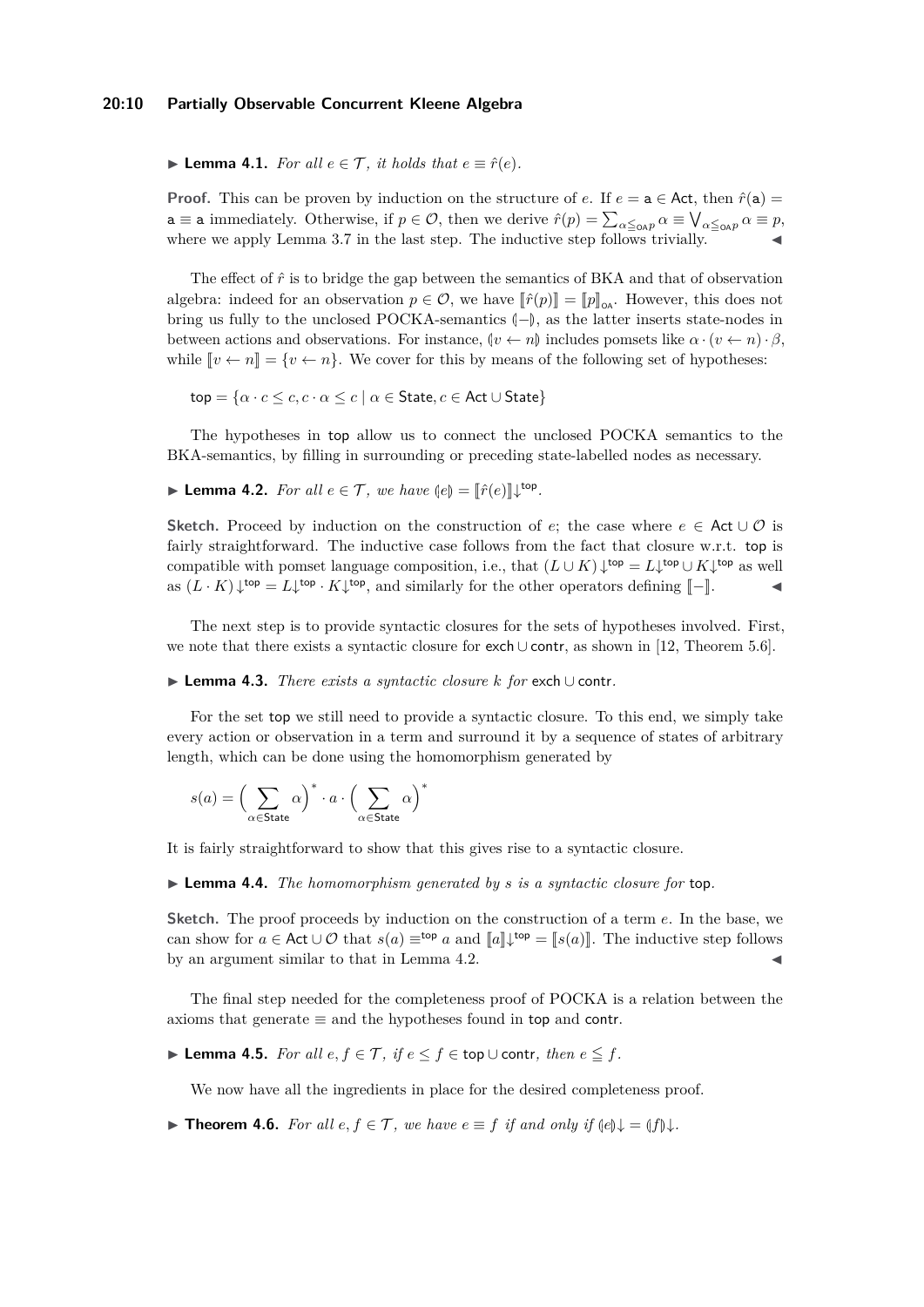▶ **Lemma 4.1.** *For all $e \in \mathcal{T}$, it holds that $e \equiv \hat{r}(e)$.*

**Proof.** This can be proven by induction on the structure of $e$. If $e = \mathsf{a} \in \mathsf{Act}$, then $\hat{r}(\mathsf{a}) = \mathsf{a} \equiv \mathsf{a}$ immediately. Otherwise, if $p \in \mathcal{O}$, then we derive $\hat{r}(p) = \sum_{\alpha \leqq_{\mathsf{OA}} p} \alpha \equiv \bigvee_{\alpha \leqq_{\mathsf{OA}} p} \alpha \equiv p$, where we apply Lemma 3.7 in the last step. The inductive step follows trivially. ◀

The effect of $\hat{r}$ is to bridge the gap between the semantics of BKA and that of observation algebra: indeed for an observation $p \in \mathcal{O}$, we have $[\![\hat{r}(p)]\!] = [\![p]\!]_{\mathsf{OA}}$. However, this does not bring us fully to the unclosed POCKA-semantics $(\!|-|\!)$, as the latter inserts state-nodes in between actions and observations. For instance, $(\!|v \leftarrow n|\!)$ includes pomsets like $\alpha \cdot (v \leftarrow n) \cdot \beta$, while $[\![v \leftarrow n]\!] = \{v \leftarrow n\}$. We cover for this by means of the following set of hypotheses:

$$\mathsf{top} = \{\alpha \cdot c \leq c, c \cdot \alpha \leq c \mid \alpha \in \mathsf{State}, c \in \mathsf{Act} \cup \mathsf{State}\}$$

The hypotheses in top allow us to connect the unclosed POCKA semantics to the BKA-semantics, by filling in surrounding or preceding state-labelled nodes as necessary.

▶ **Lemma 4.2.** *For all $e \in \mathcal{T}$, we have $(\!|e|\!) = [\![\hat{r}(e)]\!]\!\downarrow^{\mathsf{top}}$.*

**Sketch.** Proceed by induction on the construction of $e$; the case where $e \in \mathsf{Act} \cup \mathcal{O}$ is fairly straightforward. The inductive case follows from the fact that closure w.r.t. top is compatible with pomset language composition, i.e., that $(L \cup K)\!\downarrow^{\mathsf{top}} = L\!\downarrow^{\mathsf{top}} \cup K\!\downarrow^{\mathsf{top}}$ as well as $(L \cdot K)\!\downarrow^{\mathsf{top}} = L\!\downarrow^{\mathsf{top}} \cdot K\!\downarrow^{\mathsf{top}}$, and similarly for the other operators defining $[\![-]\!]$. ◀

The next step is to provide syntactic closures for the sets of hypotheses involved. First, we note that there exists a syntactic closure for $\mathsf{exch} \cup \mathsf{contr}$, as shown in [12, Theorem 5.6].

▶ **Lemma 4.3.** *There exists a syntactic closure $k$ for $\mathsf{exch} \cup \mathsf{contr}$.*

For the set top we still need to provide a syntactic closure. To this end, we simply take every action or observation in a term and surround it by a sequence of states of arbitrary length, which can be done using the homomorphism generated by

$$s(a) = \Big(\sum_{\alpha \in \mathsf{State}} \alpha\Big)^* \cdot a \cdot \Big(\sum_{\alpha \in \mathsf{State}} \alpha\Big)^*$$

It is fairly straightforward to show that this gives rise to a syntactic closure.

▶ **Lemma 4.4.** *The homomorphism generated by $s$ is a syntactic closure for* top.

**Sketch.** The proof proceeds by induction on the construction of a term $e$. In the base, we can show for $a \in \mathsf{Act} \cup \mathcal{O}$ that $s(a) \equiv^{\mathsf{top}} a$ and $[\![a]\!]\!\downarrow^{\mathsf{top}} = [\![s(a)]\!]$. The inductive step follows by an argument similar to that in Lemma 4.2. ◀

The final step needed for the completeness proof of POCKA is a relation between the axioms that generate $\equiv$ and the hypotheses found in top and contr.

▶ **Lemma 4.5.** *For all $e, f \in \mathcal{T}$, if $e \leq f \in \mathsf{top} \cup \mathsf{contr}$, then $e \leqq f$.*

We now have all the ingredients in place for the desired completeness proof.

▶ **Theorem 4.6.** *For all $e, f \in \mathcal{T}$, we have $e \equiv f$ if and only if $(\!|e|\!)\!\downarrow = (\!|f|\!)\!\downarrow$.*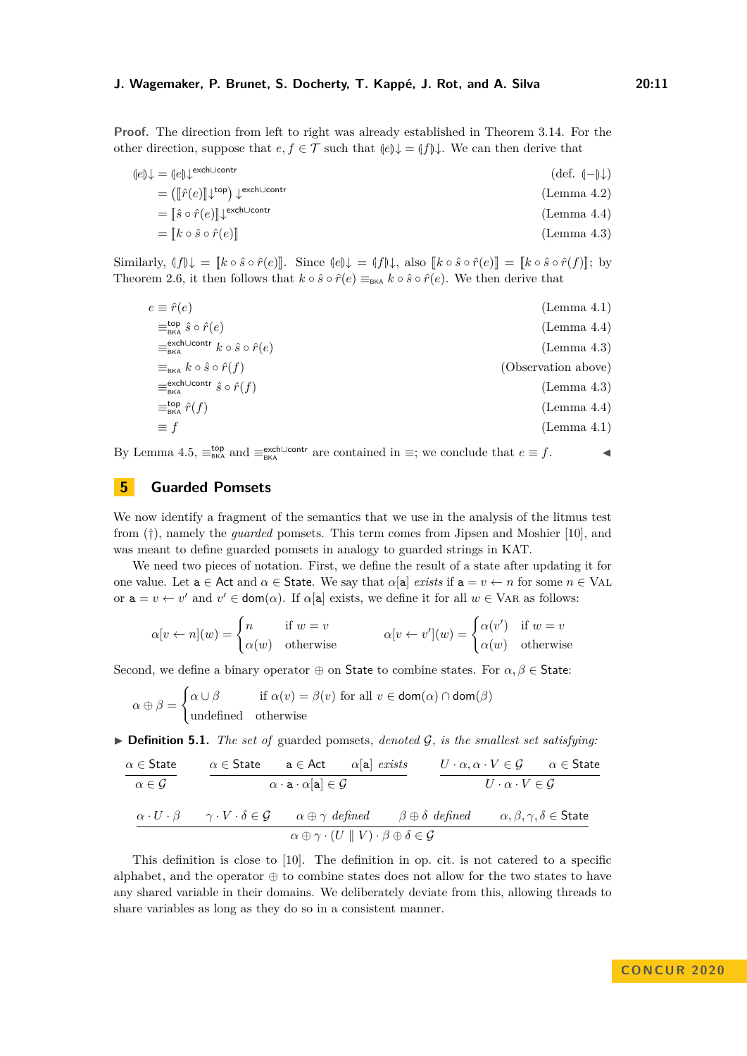**Proof.** The direction from left to right was already established in Theorem 3.14. For the other direction, suppose that $e, f \in \mathcal{T}$ such that $(\!|e|\!)\!\downarrow = (\!|f|\!)\!\downarrow$. We can then derive that

$$
\begin{aligned}
(\!|e|\!)\!\downarrow &= (\!|e|\!)\!\downarrow^{\mathsf{exch}\cup\mathsf{contr}} && \text{(def. } (\!|-|\!)\!\downarrow\text{)}\\
&= \left(\llbracket \hat{r}(e) \rrbracket\!\downarrow^{\mathsf{top}}\right)\downarrow^{\mathsf{exch}\cup\mathsf{contr}} && \text{(Lemma 4.2)}\\
&= \llbracket \hat{s} \circ \hat{r}(e) \rrbracket\!\downarrow^{\mathsf{exch}\cup\mathsf{contr}} && \text{(Lemma 4.4)}\\
&= \llbracket k \circ \hat{s} \circ \hat{r}(e) \rrbracket && \text{(Lemma 4.3)}
\end{aligned}
$$

Similarly, $(\!|f|\!)\!\downarrow = \llbracket k \circ \hat{s} \circ \hat{r}(e) \rrbracket$. Since $(\!|e|\!)\!\downarrow = (\!|f|\!)\!\downarrow$, also $\llbracket k \circ \hat{s} \circ \hat{r}(e) \rrbracket = \llbracket k \circ \hat{s} \circ \hat{r}(f) \rrbracket$; by Theorem 2.6, it then follows that $k \circ \hat{s} \circ \hat{r}(e) \equiv_{\mathsf{BKA}} k \circ \hat{s} \circ \hat{r}(e)$. We then derive that

$$
\begin{aligned}
e &\equiv \hat{r}(e) && \text{(Lemma 4.1)}\\
&\equiv^{\mathsf{top}}_{\mathsf{BKA}} \hat{s} \circ \hat{r}(e) && \text{(Lemma 4.4)}\\
&\equiv^{\mathsf{exch}\cup\mathsf{contr}}_{\mathsf{BKA}} k \circ \hat{s} \circ \hat{r}(e) && \text{(Lemma 4.3)}\\
&\equiv_{\mathsf{BKA}} k \circ \hat{s} \circ \hat{r}(f) && \text{(Observation above)}\\
&\equiv^{\mathsf{exch}\cup\mathsf{contr}}_{\mathsf{BKA}} \hat{s} \circ \hat{r}(f) && \text{(Lemma 4.3)}\\
&\equiv^{\mathsf{top}}_{\mathsf{BKA}} \hat{r}(f) && \text{(Lemma 4.4)}\\
&\equiv f && \text{(Lemma 4.1)}
\end{aligned}
$$

By Lemma 4.5, $\equiv^{\mathsf{top}}_{\mathsf{BKA}}$ and $\equiv^{\mathsf{exch}\cup\mathsf{contr}}_{\mathsf{BKA}}$ are contained in $\equiv$; we conclude that $e \equiv f$. ◀

## 5 Guarded Pomsets

We now identify a fragment of the semantics that we use in the analysis of the litmus test from (†), namely the *guarded* pomsets. This term comes from Jipsen and Moshier [10], and was meant to define guarded pomsets in analogy to guarded strings in KAT.

We need two pieces of notation. First, we define the result of a state after updating it for one value. Let $\mathsf{a} \in \mathsf{Act}$ and $\alpha \in \mathsf{State}$. We say that $\alpha[\mathsf{a}]$ *exists* if $\mathsf{a} = v \leftarrow n$ for some $n \in \textsc{Val}$ or $\mathsf{a} = v \leftarrow v'$ and $v' \in \mathsf{dom}(\alpha)$. If $\alpha[\mathsf{a}]$ exists, we define it for all $w \in \textsc{Var}$ as follows:

$$
\alpha[v \leftarrow n](w) = \begin{cases} n & \text{if } w = v \\ \alpha(w) & \text{otherwise} \end{cases}
\qquad
\alpha[v \leftarrow v'](w) = \begin{cases} \alpha(v') & \text{if } w = v \\ \alpha(w) & \text{otherwise} \end{cases}
$$

Second, we define a binary operator $\oplus$ on $\mathsf{State}$ to combine states. For $\alpha, \beta \in \mathsf{State}$:

$$
\alpha \oplus \beta = \begin{cases} \alpha \cup \beta & \text{if } \alpha(v) = \beta(v) \text{ for all } v \in \mathsf{dom}(\alpha) \cap \mathsf{dom}(\beta) \\ \text{undefined} & \text{otherwise} \end{cases}
$$

▶ **Definition 5.1.** *The set of* guarded pomsets*, denoted $\mathcal{G}$, is the smallest set satisfying:*

$$
\frac{\alpha \in \mathsf{State}}{\alpha \in \mathcal{G}}
\qquad
\frac{\alpha \in \mathsf{State} \quad \mathsf{a} \in \mathsf{Act} \quad \alpha[\mathsf{a}] \text{ exists}}{\alpha \cdot \mathsf{a} \cdot \alpha[\mathsf{a}] \in \mathcal{G}}
\qquad
\frac{U \cdot \alpha, \alpha \cdot V \in \mathcal{G} \quad \alpha \in \mathsf{State}}{U \cdot \alpha \cdot V \in \mathcal{G}}
$$

$$
\frac{\alpha \cdot U \cdot \beta \quad \gamma \cdot V \cdot \delta \in \mathcal{G} \quad \alpha \oplus \gamma \text{ defined} \quad \beta \oplus \delta \text{ defined} \quad \alpha, \beta, \gamma, \delta \in \mathsf{State}}{\alpha \oplus \gamma \cdot (U \parallel V) \cdot \beta \oplus \delta \in \mathcal{G}}
$$

This definition is close to [10]. The definition in op. cit. is not catered to a specific alphabet, and the operator $\oplus$ to combine states does not allow for the two states to have any shared variable in their domains. We deliberately deviate from this, allowing threads to share variables as long as they do so in a consistent manner.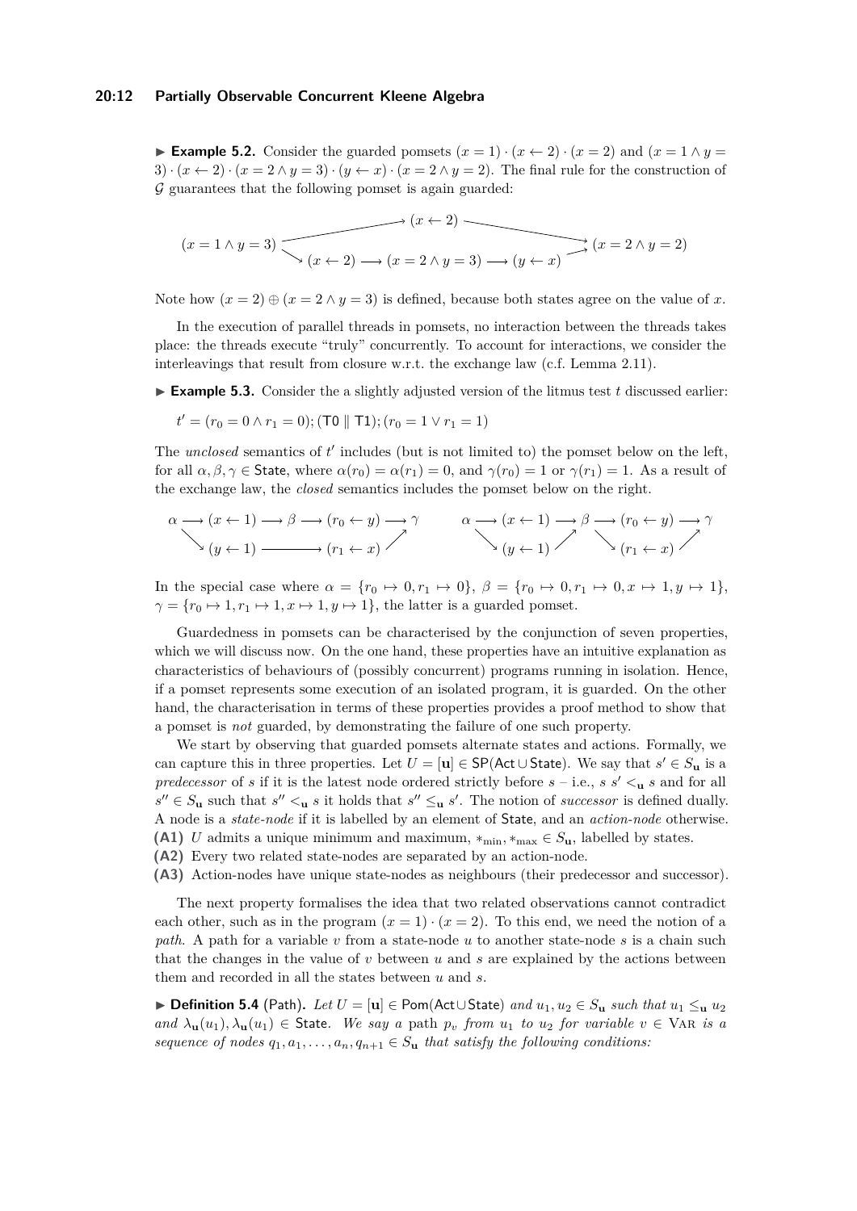▶ **Example 5.2.** Consider the guarded pomsets $(x = 1) \cdot (x \leftarrow 2) \cdot (x = 2)$ and $(x = 1 \wedge y = 3) \cdot (x \leftarrow 2) \cdot (x = 2 \wedge y = 3) \cdot (y \leftarrow x) \cdot (x = 2 \wedge y = 2)$. The final rule for the construction of $\mathcal{G}$ guarantees that the following pomset is again guarded:

$$
\begin{array}{ccc}
 & (x \leftarrow 2) & \\
(x = 1 \wedge y = 3) & & (x = 2 \wedge y = 2) \\
 & (x \leftarrow 2) \longrightarrow (x = 2 \wedge y = 3) \longrightarrow (y \leftarrow x) &
\end{array}
$$

Note how $(x = 2) \oplus (x = 2 \wedge y = 3)$ is defined, because both states agree on the value of $x$.

In the execution of parallel threads in pomsets, no interaction between the threads takes place: the threads execute "truly" concurrently. To account for interactions, we consider the interleavings that result from closure w.r.t. the exchange law (c.f. Lemma 2.11).

▶ **Example 5.3.** Consider the a slightly adjusted version of the litmus test $t$ discussed earlier:

$t' = (r_0 = 0 \wedge r_1 = 0); (\mathsf{T0} \parallel \mathsf{T1}); (r_0 = 1 \vee r_1 = 1)$

The *unclosed* semantics of $t'$ includes (but is not limited to) the pomset below on the left, for all $\alpha, \beta, \gamma \in \mathsf{State}$, where $\alpha(r_0) = \alpha(r_1) = 0$, and $\gamma(r_0) = 1$ or $\gamma(r_1) = 1$. As a result of the exchange law, the *closed* semantics includes the pomset below on the right.

$$
\begin{array}{ll}
\alpha \longrightarrow (x \leftarrow 1) \longrightarrow \beta \longrightarrow (r_0 \leftarrow y) \longrightarrow \gamma & \qquad \alpha \longrightarrow (x \leftarrow 1) \longrightarrow \beta \longrightarrow (r_0 \leftarrow y) \longrightarrow \gamma \\
\quad (y \leftarrow 1) \longrightarrow (r_1 \leftarrow x) & \qquad \quad (y \leftarrow 1) \qquad\quad (r_1 \leftarrow x)
\end{array}
$$

In the special case where $\alpha = \{r_0 \mapsto 0, r_1 \mapsto 0\}$, $\beta = \{r_0 \mapsto 0, r_1 \mapsto 0, x \mapsto 1, y \mapsto 1\}$, $\gamma = \{r_0 \mapsto 1, r_1 \mapsto 1, x \mapsto 1, y \mapsto 1\}$, the latter is a guarded pomset.

Guardedness in pomsets can be characterised by the conjunction of seven properties, which we will discuss now. On the one hand, these properties have an intuitive explanation as characteristics of behaviours of (possibly concurrent) programs running in isolation. Hence, if a pomset represents some execution of an isolated program, it is guarded. On the other hand, the characterisation in terms of these properties provides a proof method to show that a pomset is *not* guarded, by demonstrating the failure of one such property.

We start by observing that guarded pomsets alternate states and actions. Formally, we can capture this in three properties. Let $U = [\mathbf{u}] \in \mathsf{SP}(\mathsf{Act} \cup \mathsf{State})$. We say that $s' \in S_\mathbf{u}$ is a *predecessor* of $s$ if it is the latest node ordered strictly before $s$ – i.e., $s$ $s' <_\mathbf{u} s$ and for all $s'' \in S_\mathbf{u}$ such that $s'' <_\mathbf{u} s$ it holds that $s'' \leq_\mathbf{u} s'$. The notion of *successor* is defined dually. A node is a *state-node* if it is labelled by an element of $\mathsf{State}$, and an *action-node* otherwise.

**(A1)** $U$ admits a unique minimum and maximum, $*_{\min}, *_{\max} \in S_\mathbf{u}$, labelled by states.
**(A2)** Every two related state-nodes are separated by an action-node.
**(A3)** Action-nodes have unique state-nodes as neighbours (their predecessor and successor).

The next property formalises the idea that two related observations cannot contradict each other, such as in the program $(x = 1) \cdot (x = 2)$. To this end, we need the notion of a *path*. A path for a variable $v$ from a state-node $u$ to another state-node $s$ is a chain such that the changes in the value of $v$ between $u$ and $s$ are explained by the actions between them and recorded in all the states between $u$ and $s$.

▶ **Definition 5.4** (Path). *Let $U = [\mathbf{u}] \in \mathsf{Pom}(\mathsf{Act} \cup \mathsf{State})$ and $u_1, u_2 \in S_\mathbf{u}$ such that $u_1 \leq_\mathbf{u} u_2$ and $\lambda_\mathbf{u}(u_1), \lambda_\mathbf{u}(u_1) \in \mathsf{State}$. We say a* path $p_v$ *from $u_1$ to $u_2$ for variable $v \in \textsc{Var}$ is a sequence of nodes $q_1, a_1, \ldots, a_n, q_{n+1} \in S_\mathbf{u}$ that satisfy the following conditions:*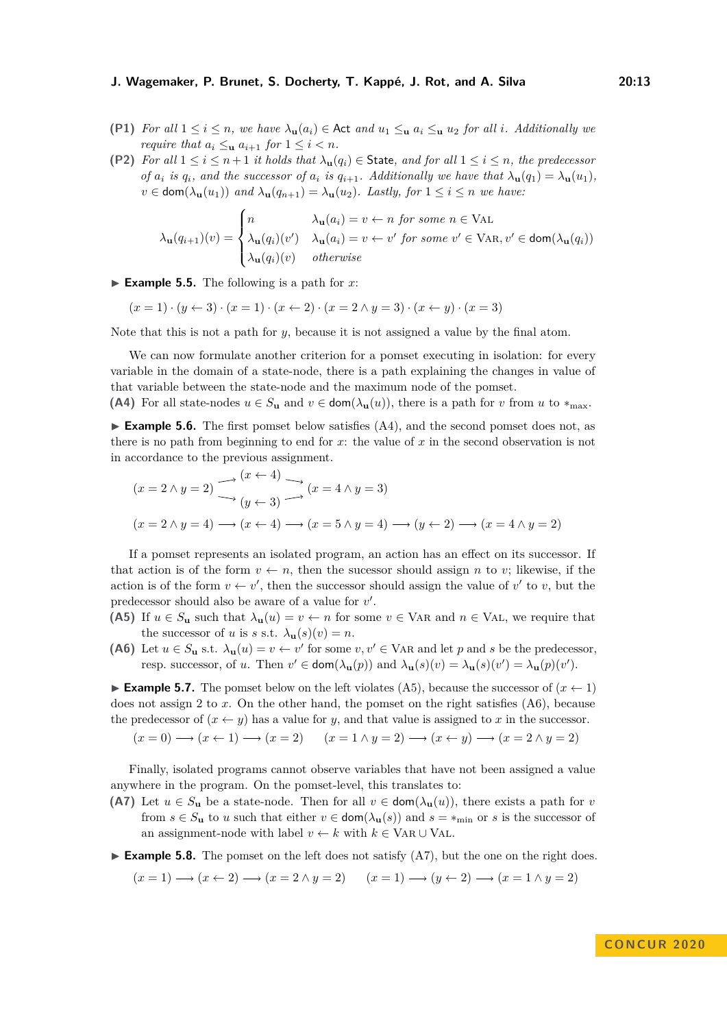**(P1)** *For all $1 \leq i \leq n$, we have $\lambda_{\mathbf{u}}(a_i) \in \mathsf{Act}$ and $u_1 \leq_{\mathbf{u}} a_i \leq_{\mathbf{u}} u_2$ for all $i$. Additionally we require that $a_i \leq_{\mathbf{u}} a_{i+1}$ for $1 \leq i < n$.*

**(P2)** *For all $1 \leq i \leq n+1$ it holds that $\lambda_{\mathbf{u}}(q_i) \in \mathsf{State}$, and for all $1 \leq i \leq n$, the predecessor of $a_i$ is $q_i$, and the successor of $a_i$ is $q_{i+1}$. Additionally we have that $\lambda_{\mathbf{u}}(q_1) = \lambda_{\mathbf{u}}(u_1)$, $v \in \mathsf{dom}(\lambda_{\mathbf{u}}(u_1))$ and $\lambda_{\mathbf{u}}(q_{n+1}) = \lambda_{\mathbf{u}}(u_2)$. Lastly, for $1 \leq i \leq n$ we have:*

$$\lambda_{\mathbf{u}}(q_{i+1})(v) = \begin{cases} n & \lambda_{\mathbf{u}}(a_i) = v \leftarrow n \text{ for some } n \in \textsc{Val} \\ \lambda_{\mathbf{u}}(q_i)(v') & \lambda_{\mathbf{u}}(a_i) = v \leftarrow v' \text{ for some } v' \in \textsc{Var}, v' \in \mathsf{dom}(\lambda_{\mathbf{u}}(q_i)) \\ \lambda_{\mathbf{u}}(q_i)(v) & \text{otherwise} \end{cases}$$

▶ **Example 5.5.** The following is a path for $x$:

$$(x = 1) \cdot (y \leftarrow 3) \cdot (x = 1) \cdot (x \leftarrow 2) \cdot (x = 2 \wedge y = 3) \cdot (x \leftarrow y) \cdot (x = 3)$$

Note that this is not a path for $y$, because it is not assigned a value by the final atom.

We can now formulate another criterion for a pomset executing in isolation: for every variable in the domain of a state-node, there is a path explaining the changes in value of that variable between the state-node and the maximum node of the pomset.

**(A4)** For all state-nodes $u \in S_{\mathbf{u}}$ and $v \in \mathsf{dom}(\lambda_{\mathbf{u}}(u))$, there is a path for $v$ from $u$ to $*_{\max}$.

▶ **Example 5.6.** The first pomset below satisfies (A4), and the second pomset does not, as there is no path from beginning to end for $x$: the value of $x$ in the second observation is not in accordance to the previous assignment.

$$(x = 2 \wedge y = 2) \begin{matrix} \nearrow (x \leftarrow 4) \searrow \\ \searrow (y \leftarrow 3) \nearrow \end{matrix} (x = 4 \wedge y = 3)$$

$$(x = 2 \wedge y = 4) \longrightarrow (x \leftarrow 4) \longrightarrow (x = 5 \wedge y = 4) \longrightarrow (y \leftarrow 2) \longrightarrow (x = 4 \wedge y = 2)$$

If a pomset represents an isolated program, an action has an effect on its successor. If that action is of the form $v \leftarrow n$, then the sucessor should assign $n$ to $v$; likewise, if the action is of the form $v \leftarrow v'$, then the successor should assign the value of $v'$ to $v$, but the predecessor should also be aware of a value for $v'$.

**(A5)** If $u \in S_{\mathbf{u}}$ such that $\lambda_{\mathbf{u}}(u) = v \leftarrow n$ for some $v \in \textsc{Var}$ and $n \in \textsc{Val}$, we require that the successor of $u$ is $s$ s.t. $\lambda_{\mathbf{u}}(s)(v) = n$.

**(A6)** Let $u \in S_{\mathbf{u}}$ s.t. $\lambda_{\mathbf{u}}(u) = v \leftarrow v'$ for some $v, v' \in \textsc{Var}$ and let $p$ and $s$ be the predecessor, resp. successor, of $u$. Then $v' \in \mathsf{dom}(\lambda_{\mathbf{u}}(p))$ and $\lambda_{\mathbf{u}}(s)(v) = \lambda_{\mathbf{u}}(s)(v') = \lambda_{\mathbf{u}}(p)(v')$.

▶ **Example 5.7.** The pomset below on the left violates (A5), because the successor of $(x \leftarrow 1)$ does not assign 2 to $x$. On the other hand, the pomset on the right satisfies (A6), because the predecessor of $(x \leftarrow y)$ has a value for $y$, and that value is assigned to $x$ in the successor.

$$(x = 0) \longrightarrow (x \leftarrow 1) \longrightarrow (x = 2) \qquad (x = 1 \wedge y = 2) \longrightarrow (x \leftarrow y) \longrightarrow (x = 2 \wedge y = 2)$$

Finally, isolated programs cannot observe variables that have not been assigned a value anywhere in the program. On the pomset-level, this translates to:

**(A7)** Let $u \in S_{\mathbf{u}}$ be a state-node. Then for all $v \in \mathsf{dom}(\lambda_{\mathbf{u}}(u))$, there exists a path for $v$ from $s \in S_{\mathbf{u}}$ to $u$ such that either $v \in \mathsf{dom}(\lambda_{\mathbf{u}}(s))$ and $s = *_{\min}$ or $s$ is the successor of an assignment-node with label $v \leftarrow k$ with $k \in \textsc{Var} \cup \textsc{Val}$.

▶ **Example 5.8.** The pomset on the left does not satisfy (A7), but the one on the right does.

$$(x = 1) \longrightarrow (x \leftarrow 2) \longrightarrow (x = 2 \wedge y = 2) \qquad (x = 1) \longrightarrow (y \leftarrow 2) \longrightarrow (x = 1 \wedge y = 2)$$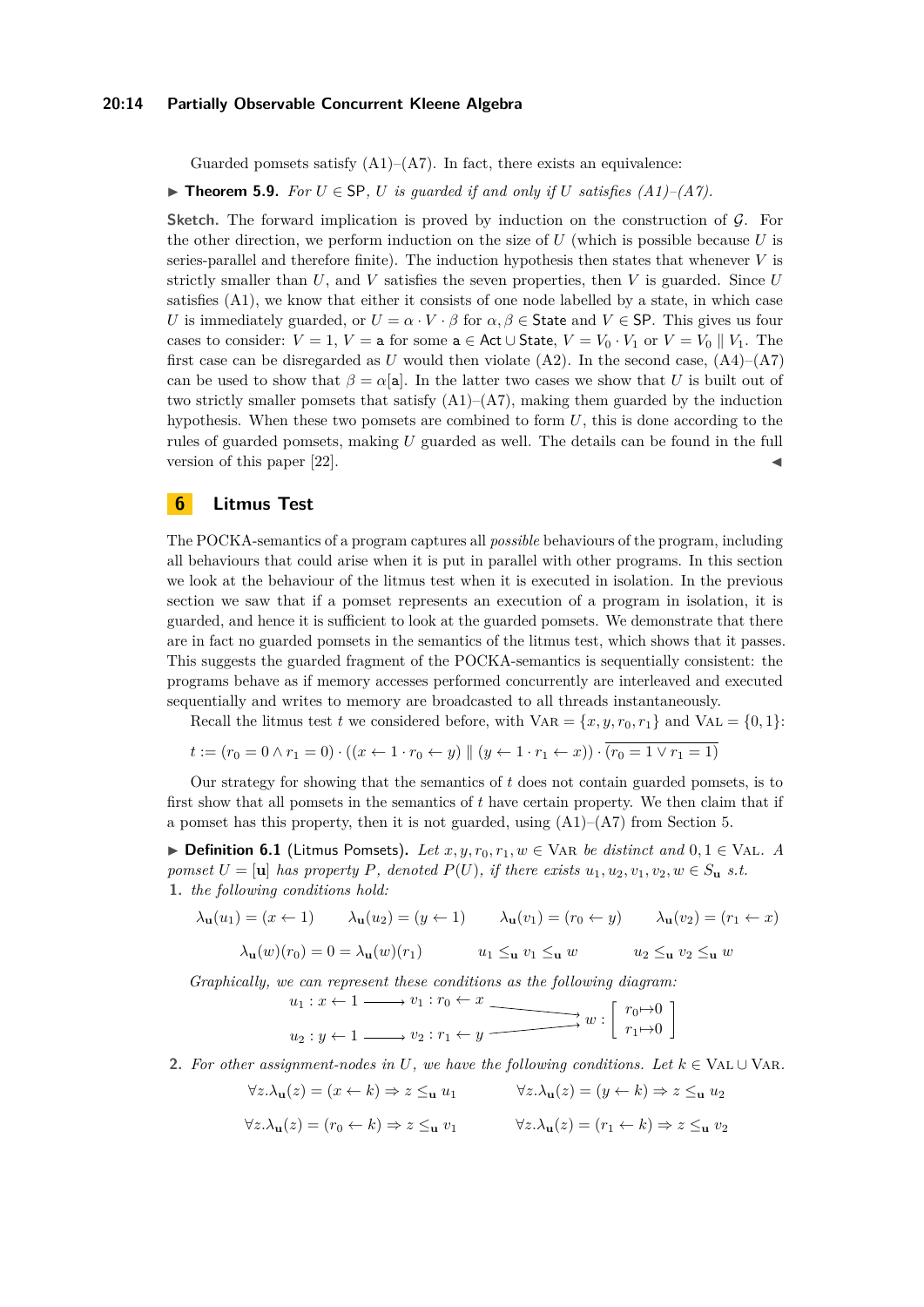Guarded pomsets satisfy (A1)–(A7). In fact, there exists an equivalence:

▶ **Theorem 5.9.** *For $U \in \mathsf{SP}$, $U$ is guarded if and only if $U$ satisfies (A1)–(A7).*

**Sketch.** The forward implication is proved by induction on the construction of $\mathcal{G}$. For the other direction, we perform induction on the size of $U$ (which is possible because $U$ is series-parallel and therefore finite). The induction hypothesis then states that whenever $V$ is strictly smaller than $U$, and $V$ satisfies the seven properties, then $V$ is guarded. Since $U$ satisfies (A1), we know that either it consists of one node labelled by a state, in which case $U$ is immediately guarded, or $U = \alpha \cdot V \cdot \beta$ for $\alpha, \beta \in \mathsf{State}$ and $V \in \mathsf{SP}$. This gives us four cases to consider: $V = 1$, $V = \mathsf{a}$ for some $\mathsf{a} \in \mathsf{Act} \cup \mathsf{State}$, $V = V_0 \cdot V_1$ or $V = V_0 \parallel V_1$. The first case can be disregarded as $U$ would then violate (A2). In the second case, (A4)–(A7) can be used to show that $\beta = \alpha[\mathsf{a}]$. In the latter two cases we show that $U$ is built out of two strictly smaller pomsets that satisfy (A1)–(A7), making them guarded by the induction hypothesis. When these two pomsets are combined to form $U$, this is done according to the rules of guarded pomsets, making $U$ guarded as well. The details can be found in the full version of this paper [22]. ◀

## 6 Litmus Test

The POCKA-semantics of a program captures all *possible* behaviours of the program, including all behaviours that could arise when it is put in parallel with other programs. In this section we look at the behaviour of the litmus test when it is executed in isolation. In the previous section we saw that if a pomset represents an execution of a program in isolation, it is guarded, and hence it is sufficient to look at the guarded pomsets. We demonstrate that there are in fact no guarded pomsets in the semantics of the litmus test, which shows that it passes. This suggests the guarded fragment of the POCKA-semantics is sequentially consistent: the programs behave as if memory accesses performed concurrently are interleaved and executed sequentially and writes to memory are broadcasted to all threads instantaneously.

Recall the litmus test $t$ we considered before, with $\text{VAR} = \{x, y, r_0, r_1\}$ and $\text{VAL} = \{0, 1\}$:

$$t := (r_0 = 0 \wedge r_1 = 0) \cdot ((x \leftarrow 1 \cdot r_0 \leftarrow y) \parallel (y \leftarrow 1 \cdot r_1 \leftarrow x)) \cdot \overline{(r_0 = 1 \vee r_1 = 1)}$$

Our strategy for showing that the semantics of $t$ does not contain guarded pomsets, is to first show that all pomsets in the semantics of $t$ have certain property. We then claim that if a pomset has this property, then it is not guarded, using (A1)–(A7) from Section 5.

▶ **Definition 6.1** (Litmus Pomsets). *Let $x, y, r_0, r_1, w \in \text{VAR}$ be distinct and $0, 1 \in \text{VAL}$. A pomset $U = [\mathbf{u}]$ has property $P$, denoted $P(U)$, if there exists $u_1, u_2, v_1, v_2, w \in S_{\mathbf{u}}$ s.t.*

1. *the following conditions hold:*

$$\lambda_{\mathbf{u}}(u_1) = (x \leftarrow 1) \qquad \lambda_{\mathbf{u}}(u_2) = (y \leftarrow 1) \qquad \lambda_{\mathbf{u}}(v_1) = (r_0 \leftarrow y) \qquad \lambda_{\mathbf{u}}(v_2) = (r_1 \leftarrow x)$$

$$\lambda_{\mathbf{u}}(w)(r_0) = 0 = \lambda_{\mathbf{u}}(w)(r_1) \qquad u_1 \leq_{\mathbf{u}} v_1 \leq_{\mathbf{u}} w \qquad u_2 \leq_{\mathbf{u}} v_2 \leq_{\mathbf{u}} w$$

*Graphically, we can represent these conditions as the following diagram:*

$$\begin{array}{l} u_1 : x \leftarrow 1 \longrightarrow v_1 : r_0 \leftarrow x \\ u_2 : y \leftarrow 1 \longrightarrow v_2 : r_1 \leftarrow y \end{array} \quad \rightrightarrows \quad w : \begin{bmatrix} r_0 \mapsto 0 \\ r_1 \mapsto 0 \end{bmatrix}$$

2. *For other assignment-nodes in $U$, we have the following conditions. Let $k \in \text{VAL} \cup \text{VAR}$.*

$$\forall z. \lambda_{\mathbf{u}}(z) = (x \leftarrow k) \Rightarrow z \leq_{\mathbf{u}} u_1 \qquad \forall z. \lambda_{\mathbf{u}}(z) = (y \leftarrow k) \Rightarrow z \leq_{\mathbf{u}} u_2$$

$$\forall z. \lambda_{\mathbf{u}}(z) = (r_0 \leftarrow k) \Rightarrow z \leq_{\mathbf{u}} v_1 \qquad \forall z. \lambda_{\mathbf{u}}(z) = (r_1 \leftarrow k) \Rightarrow z \leq_{\mathbf{u}} v_2$$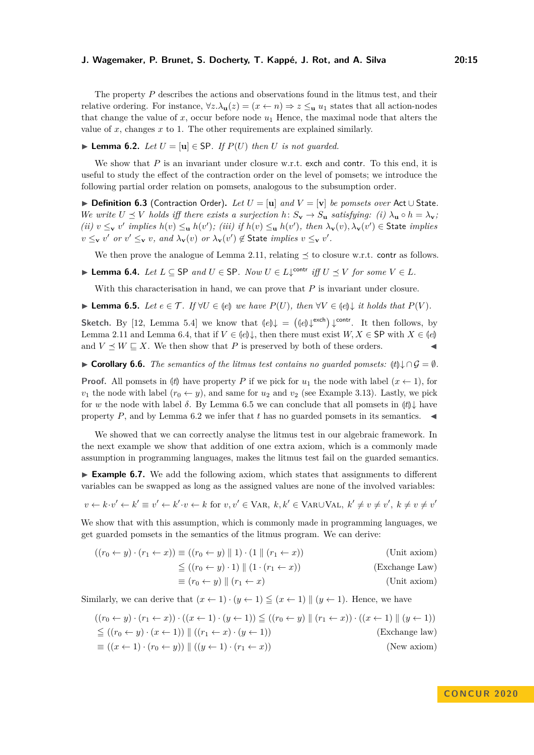The property $P$ describes the actions and observations found in the litmus test, and their relative ordering. For instance, $\forall z.\lambda_{\mathbf{u}}(z) = (x \leftarrow n) \Rightarrow z \leq_{\mathbf{u}} u_1$ states that all action-nodes that change the value of $x$, occur before node $u_1$ Hence, the maximal node that alters the value of $x$, changes $x$ to 1. The other requirements are explained similarly.

▶ **Lemma 6.2.** *Let $U = [\mathbf{u}] \in \mathsf{SP}$. If $P(U)$ then $U$ is not guarded.*

We show that $P$ is an invariant under closure w.r.t. $\mathsf{exch}$ and $\mathsf{contr}$. To this end, it is useful to study the effect of the contraction order on the level of pomsets; we introduce the following partial order relation on pomsets, analogous to the subsumption order.

▶ **Definition 6.3** (Contraction Order). *Let $U = [\mathbf{u}]$ and $V = [\mathbf{v}]$ be pomsets over $\mathsf{Act} \cup \mathsf{State}$. We write $U \preceq V$ holds iff there exists a surjection $h \colon S_{\mathbf{v}} \to S_{\mathbf{u}}$ satisfying: (i) $\lambda_{\mathbf{u}} \circ h = \lambda_{\mathbf{v}}$; (ii) $v \leq_{\mathbf{v}} v'$ implies $h(v) \leq_{\mathbf{u}} h(v')$; (iii) if $h(v) \leq_{\mathbf{u}} h(v')$, then $\lambda_{\mathbf{v}}(v), \lambda_{\mathbf{v}}(v') \in \mathsf{State}$ implies $v \leq_{\mathbf{v}} v'$ or $v' \leq_{\mathbf{v}} v$, and $\lambda_{\mathbf{v}}(v)$ or $\lambda_{\mathbf{v}}(v') \notin \mathsf{State}$ implies $v \leq_{\mathbf{v}} v'$.*

We then prove the analogue of Lemma 2.11, relating $\preceq$ to closure w.r.t. $\mathsf{contr}$ as follows.

▶ **Lemma 6.4.** *Let $L \subseteq \mathsf{SP}$ and $U \in \mathsf{SP}$. Now $U \in L{\downarrow}^{\mathsf{contr}}$ iff $U \preceq V$ for some $V \in L$.*

With this characterisation in hand, we can prove that $P$ is invariant under closure.

▶ **Lemma 6.5.** *Let $e \in \mathcal{T}$. If $\forall U \in (\!|e|\!)$ we have $P(U)$, then $\forall V \in (\!|e|\!){\downarrow}$ it holds that $P(V)$.*

**Sketch.** By [12, Lemma 5.4] we know that $(\!|e|\!){\downarrow} = \left((\!|e|\!){\downarrow}^{\mathsf{exch}}\right){\downarrow}^{\mathsf{contr}}$. It then follows, by Lemma 2.11 and Lemma 6.4, that if $V \in (\!|e|\!){\downarrow}$, then there must exist $W, X \in \mathsf{SP}$ with $X \in (\!|e|\!)$ and $V \preceq W \sqsubseteq X$. We then show that $P$ is preserved by both of these orders. ◀

▶ **Corollary 6.6.** *The semantics of the litmus test contains no guarded pomsets: $(\!|t|\!){\downarrow} \cap \mathcal{G} = \emptyset$.*

**Proof.** All pomsets in $(\!|t|\!)$ have property $P$ if we pick for $u_1$ the node with label $(x \leftarrow 1)$, for $v_1$ the node with label $(r_0 \leftarrow y)$, and same for $u_2$ and $v_2$ (see Example 3.13). Lastly, we pick for $w$ the node with label $\delta$. By Lemma 6.5 we can conclude that all pomsets in $(\!|t|\!){\downarrow}$ have property $P$, and by Lemma 6.2 we infer that $t$ has no guarded pomsets in its semantics. ◀

We showed that we can correctly analyse the litmus test in our algebraic framework. In the next example we show that addition of one extra axiom, which is a commonly made assumption in programming languages, makes the litmus test fail on the guarded semantics.

▶ **Example 6.7.** We add the following axiom, which states that assignments to different variables can be swapped as long as the assigned values are none of the involved variables:

$$v \leftarrow k \cdot v' \leftarrow k' \equiv v' \leftarrow k' \cdot v \leftarrow k \text{ for } v, v' \in \textsc{Var},\ k, k' \in \textsc{Var} \cup \textsc{Val},\ k' \neq v \neq v',\ k \neq v \neq v'$$

We show that with this assumption, which is commonly made in programming languages, we get guarded pomsets in the semantics of the litmus program. We can derive:

$$\begin{aligned}
((r_0 \leftarrow y) \cdot (r_1 \leftarrow x)) &\equiv ((r_0 \leftarrow y) \parallel 1) \cdot (1 \parallel (r_1 \leftarrow x)) && \text{(Unit axiom)} \\
&\leqq ((r_0 \leftarrow y) \cdot 1) \parallel (1 \cdot (r_1 \leftarrow x)) && \text{(Exchange Law)} \\
&\equiv (r_0 \leftarrow y) \parallel (r_1 \leftarrow x) && \text{(Unit axiom)}
\end{aligned}$$

Similarly, we can derive that $(x \leftarrow 1) \cdot (y \leftarrow 1) \leqq (x \leftarrow 1) \parallel (y \leftarrow 1)$. Hence, we have

$$\begin{aligned}
&((r_0 \leftarrow y) \cdot (r_1 \leftarrow x)) \cdot ((x \leftarrow 1) \cdot (y \leftarrow 1)) \leqq ((r_0 \leftarrow y) \parallel (r_1 \leftarrow x)) \cdot ((x \leftarrow 1) \parallel (y \leftarrow 1)) \\
&\leqq ((r_0 \leftarrow y) \cdot (x \leftarrow 1)) \parallel ((r_1 \leftarrow x) \cdot (y \leftarrow 1)) && \text{(Exchange law)} \\
&\equiv ((x \leftarrow 1) \cdot (r_0 \leftarrow y)) \parallel ((y \leftarrow 1) \cdot (r_1 \leftarrow x)) && \text{(New axiom)}
\end{aligned}$$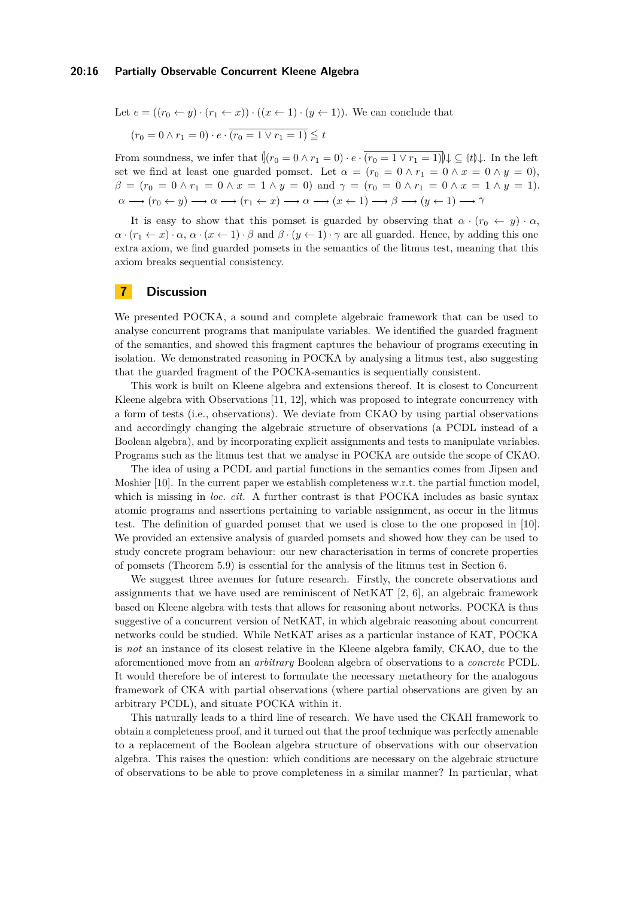Let $e = ((r_0 \leftarrow y) \cdot (r_1 \leftarrow x)) \cdot ((x \leftarrow 1) \cdot (y \leftarrow 1))$. We can conclude that

$$(r_0 = 0 \wedge r_1 = 0) \cdot e \cdot \overline{(r_0 = 1 \vee r_1 = 1)} \leqq t$$

From soundness, we infer that $\llparenthesis (r_0 = 0 \wedge r_1 = 0) \cdot e \cdot \overline{(r_0 = 1 \vee r_1 = 1)} \rrparenthesis{\downarrow} \subseteq \llparenthesis t \rrparenthesis{\downarrow}$. In the left set we find at least one guarded pomset. Let $\alpha = (r_0 = 0 \wedge r_1 = 0 \wedge x = 0 \wedge y = 0)$, $\beta = (r_0 = 0 \wedge r_1 = 0 \wedge x = 1 \wedge y = 0)$ and $\gamma = (r_0 = 0 \wedge r_1 = 0 \wedge x = 1 \wedge y = 1)$.

$$\alpha \longrightarrow (r_0 \leftarrow y) \longrightarrow \alpha \longrightarrow (r_1 \leftarrow x) \longrightarrow \alpha \longrightarrow (x \leftarrow 1) \longrightarrow \beta \longrightarrow (y \leftarrow 1) \longrightarrow \gamma$$

It is easy to show that this pomset is guarded by observing that $\alpha \cdot (r_0 \leftarrow y) \cdot \alpha$, $\alpha \cdot (r_1 \leftarrow x) \cdot \alpha$, $\alpha \cdot (x \leftarrow 1) \cdot \beta$ and $\beta \cdot (y \leftarrow 1) \cdot \gamma$ are all guarded. Hence, by adding this one extra axiom, we find guarded pomsets in the semantics of the litmus test, meaning that this axiom breaks sequential consistency.

## 7 Discussion

We presented POCKA, a sound and complete algebraic framework that can be used to analyse concurrent programs that manipulate variables. We identified the guarded fragment of the semantics, and showed this fragment captures the behaviour of programs executing in isolation. We demonstrated reasoning in POCKA by analysing a litmus test, also suggesting that the guarded fragment of the POCKA-semantics is sequentially consistent.

This work is built on Kleene algebra and extensions thereof. It is closest to Concurrent Kleene algebra with Observations [11, 12], which was proposed to integrate concurrency with a form of tests (i.e., observations). We deviate from CKAO by using partial observations and accordingly changing the algebraic structure of observations (a PCDL instead of a Boolean algebra), and by incorporating explicit assignments and tests to manipulate variables. Programs such as the litmus test that we analyse in POCKA are outside the scope of CKAO.

The idea of using a PCDL and partial functions in the semantics comes from Jipsen and Moshier [10]. In the current paper we establish completeness w.r.t. the partial function model, which is missing in *loc. cit.* A further contrast is that POCKA includes as basic syntax atomic programs and assertions pertaining to variable assignment, as occur in the litmus test. The definition of guarded pomset that we used is close to the one proposed in [10]. We provided an extensive analysis of guarded pomsets and showed how they can be used to study concrete program behaviour: our new characterisation in terms of concrete properties of pomsets (Theorem 5.9) is essential for the analysis of the litmus test in Section 6.

We suggest three avenues for future research. Firstly, the concrete observations and assignments that we have used are reminiscent of NetKAT [2, 6], an algebraic framework based on Kleene algebra with tests that allows for reasoning about networks. POCKA is thus suggestive of a concurrent version of NetKAT, in which algebraic reasoning about concurrent networks could be studied. While NetKAT arises as a particular instance of KAT, POCKA is *not* an instance of its closest relative in the Kleene algebra family, CKAO, due to the aforementioned move from an *arbitrary* Boolean algebra of observations to a *concrete* PCDL. It would therefore be of interest to formulate the necessary metatheory for the analogous framework of CKA with partial observations (where partial observations are given by an arbitrary PCDL), and situate POCKA within it.

This naturally leads to a third line of research. We have used the CKAH framework to obtain a completeness proof, and it turned out that the proof technique was perfectly amenable to a replacement of the Boolean algebra structure of observations with our observation algebra. This raises the question: which conditions are necessary on the algebraic structure of observations to be able to prove completeness in a similar manner? In particular, what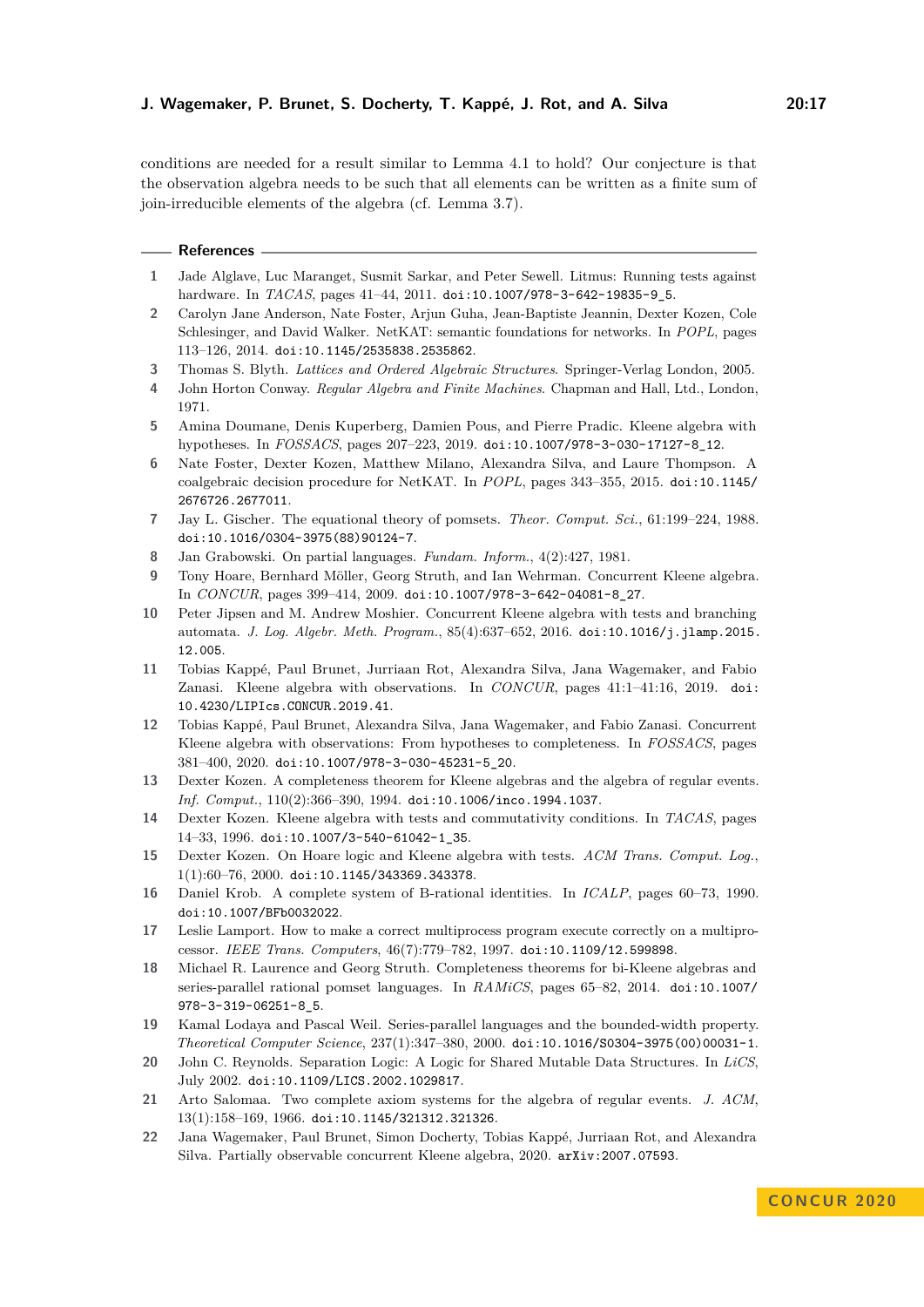conditions are needed for a result similar to Lemma 4.1 to hold? Our conjecture is that the observation algebra needs to be such that all elements can be written as a finite sum of join-irreducible elements of the algebra (cf. Lemma 3.7).

## References

1. Jade Alglave, Luc Maranget, Susmit Sarkar, and Peter Sewell. Litmus: Running tests against hardware. In *TACAS*, pages 41–44, 2011. doi:10.1007/978-3-642-19835-9_5.
2. Carolyn Jane Anderson, Nate Foster, Arjun Guha, Jean-Baptiste Jeannin, Dexter Kozen, Cole Schlesinger, and David Walker. NetKAT: semantic foundations for networks. In *POPL*, pages 113–126, 2014. doi:10.1145/2535838.2535862.
3. Thomas S. Blyth. *Lattices and Ordered Algebraic Structures*. Springer-Verlag London, 2005.
4. John Horton Conway. *Regular Algebra and Finite Machines*. Chapman and Hall, Ltd., London, 1971.
5. Amina Doumane, Denis Kuperberg, Damien Pous, and Pierre Pradic. Kleene algebra with hypotheses. In *FOSSACS*, pages 207–223, 2019. doi:10.1007/978-3-030-17127-8_12.
6. Nate Foster, Dexter Kozen, Matthew Milano, Alexandra Silva, and Laure Thompson. A coalgebraic decision procedure for NetKAT. In *POPL*, pages 343–355, 2015. doi:10.1145/2676726.2677011.
7. Jay L. Gischer. The equational theory of pomsets. *Theor. Comput. Sci.*, 61:199–224, 1988. doi:10.1016/0304-3975(88)90124-7.
8. Jan Grabowski. On partial languages. *Fundam. Inform.*, 4(2):427, 1981.
9. Tony Hoare, Bernhard Möller, Georg Struth, and Ian Wehrman. Concurrent Kleene algebra. In *CONCUR*, pages 399–414, 2009. doi:10.1007/978-3-642-04081-8_27.
10. Peter Jipsen and M. Andrew Moshier. Concurrent Kleene algebra with tests and branching automata. *J. Log. Algebr. Meth. Program.*, 85(4):637–652, 2016. doi:10.1016/j.jlamp.2015.12.005.
11. Tobias Kappé, Paul Brunet, Jurriaan Rot, Alexandra Silva, Jana Wagemaker, and Fabio Zanasi. Kleene algebra with observations. In *CONCUR*, pages 41:1–41:16, 2019. doi:10.4230/LIPIcs.CONCUR.2019.41.
12. Tobias Kappé, Paul Brunet, Alexandra Silva, Jana Wagemaker, and Fabio Zanasi. Concurrent Kleene algebra with observations: From hypotheses to completeness. In *FOSSACS*, pages 381–400, 2020. doi:10.1007/978-3-030-45231-5_20.
13. Dexter Kozen. A completeness theorem for Kleene algebras and the algebra of regular events. *Inf. Comput.*, 110(2):366–390, 1994. doi:10.1006/inco.1994.1037.
14. Dexter Kozen. Kleene algebra with tests and commutativity conditions. In *TACAS*, pages 14–33, 1996. doi:10.1007/3-540-61042-1_35.
15. Dexter Kozen. On Hoare logic and Kleene algebra with tests. *ACM Trans. Comput. Log.*, 1(1):60–76, 2000. doi:10.1145/343369.343378.
16. Daniel Krob. A complete system of B-rational identities. In *ICALP*, pages 60–73, 1990. doi:10.1007/BFb0032022.
17. Leslie Lamport. How to make a correct multiprocess program execute correctly on a multiprocessor. *IEEE Trans. Computers*, 46(7):779–782, 1997. doi:10.1109/12.599898.
18. Michael R. Laurence and Georg Struth. Completeness theorems for bi-Kleene algebras and series-parallel rational pomset languages. In *RAMiCS*, pages 65–82, 2014. doi:10.1007/978-3-319-06251-8_5.
19. Kamal Lodaya and Pascal Weil. Series-parallel languages and the bounded-width property. *Theoretical Computer Science*, 237(1):347–380, 2000. doi:10.1016/S0304-3975(00)00031-1.
20. John C. Reynolds. Separation Logic: A Logic for Shared Mutable Data Structures. In *LiCS*, July 2002. doi:10.1109/LICS.2002.1029817.
21. Arto Salomaa. Two complete axiom systems for the algebra of regular events. *J. ACM*, 13(1):158–169, 1966. doi:10.1145/321312.321326.
22. Jana Wagemaker, Paul Brunet, Simon Docherty, Tobias Kappé, Jurriaan Rot, and Alexandra Silva. Partially observable concurrent Kleene algebra, 2020. arXiv:2007.07593.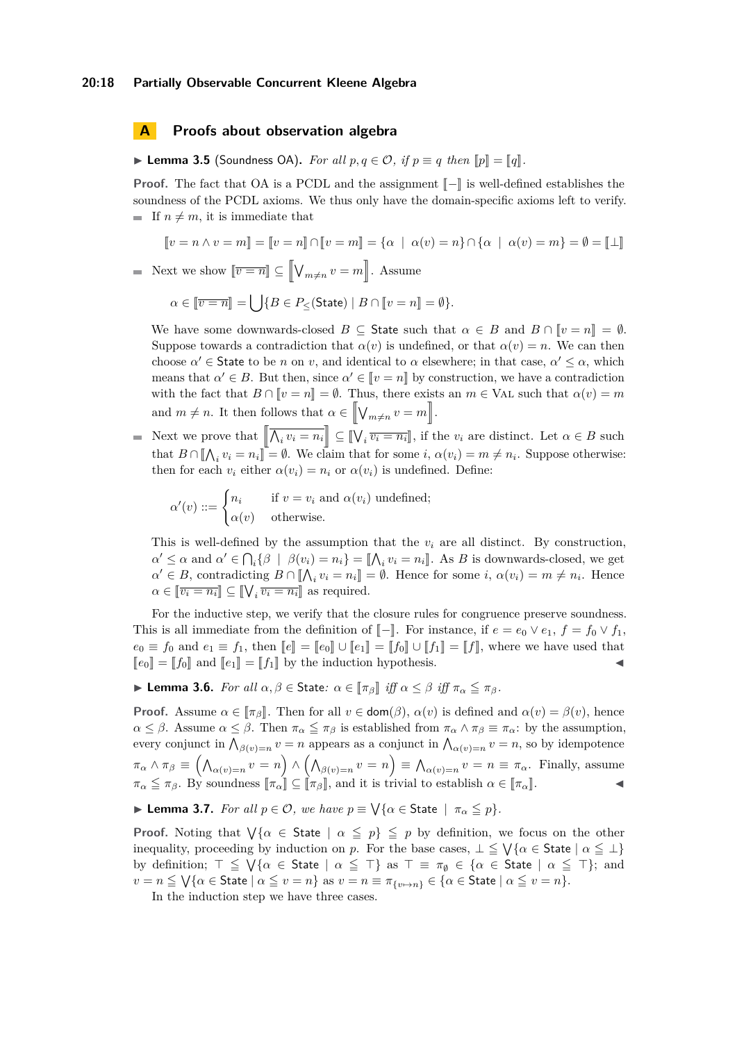# A Proofs about observation algebra

▶ **Lemma 3.5** (Soundness OA)**.** *For all $p, q \in \mathcal{O}$, if $p \equiv q$ then $[\![p]\!] = [\![q]\!]$.*

**Proof.** The fact that OA is a PCDL and the assignment $[\![-]\!]$ is well-defined establishes the soundness of the PCDL axioms. We thus only have the domain-specific axioms left to verify.

- If $n \neq m$, it is immediate that

$$[\![v = n \wedge v = m]\!] = [\![v = n]\!] \cap [\![v = m]\!] = \{\alpha \mid \alpha(v) = n\} \cap \{\alpha \mid \alpha(v) = m\} = \emptyset = [\![\bot]\!]$$

- Next we show $[\![\overline{v = n}]\!] \subseteq \left[\!\!\left[\bigvee_{m \neq n} v = m\right]\!\!\right]$. Assume

$$\alpha \in [\![\overline{v = n}]\!] = \bigcup \{B \in P_{\leq}(\mathsf{State}) \mid B \cap [\![v = n]\!] = \emptyset\}.$$

  We have some downwards-closed $B \subseteq \mathsf{State}$ such that $\alpha \in B$ and $B \cap [\![v = n]\!] = \emptyset$. Suppose towards a contradiction that $\alpha(v)$ is undefined, or that $\alpha(v) = n$. We can then choose $\alpha' \in \mathsf{State}$ to be $n$ on $v$, and identical to $\alpha$ elsewhere; in that case, $\alpha' \leq \alpha$, which means that $\alpha' \in B$. But then, since $\alpha' \in [\![v = n]\!]$ by construction, we have a contradiction with the fact that $B \cap [\![v = n]\!] = \emptyset$. Thus, there exists an $m \in \mathrm{VAL}$ such that $\alpha(v) = m$ and $m \neq n$. It then follows that $\alpha \in \left[\!\!\left[\bigvee_{m \neq n} v = m\right]\!\!\right]$.

- Next we prove that $\left[\!\!\left[\overline{\bigwedge_i v_i = n_i}\right]\!\!\right] \subseteq [\![\bigvee_i \overline{v_i = n_i}]\!]$, if the $v_i$ are distinct. Let $\alpha \in B$ such that $B \cap [\![\bigwedge_i v_i = n_i]\!] = \emptyset$. We claim that for some $i$, $\alpha(v_i) = m \neq n_i$. Suppose otherwise: then for each $v_i$ either $\alpha(v_i) = n_i$ or $\alpha(v_i)$ is undefined. Define:

$$\alpha'(v) ::= \begin{cases} n_i & \text{if } v = v_i \text{ and } \alpha(v_i) \text{ undefined;} \\ \alpha(v) & \text{otherwise.} \end{cases}$$

  This is well-defined by the assumption that the $v_i$ are all distinct. By construction, $\alpha' \leq \alpha$ and $\alpha' \in \bigcap_i \{\beta \mid \beta(v_i) = n_i\} = [\![\bigwedge_i v_i = n_i]\!]$. As $B$ is downwards-closed, we get $\alpha' \in B$, contradicting $B \cap [\![\bigwedge_i v_i = n_i]\!] = \emptyset$. Hence for some $i$, $\alpha(v_i) = m \neq n_i$. Hence $\alpha \in [\![\overline{v_i = n_i}]\!] \subseteq [\![\bigvee_i \overline{v_i = n_i}]\!]$ as required.

For the inductive step, we verify that the closure rules for congruence preserve soundness. This is all immediate from the definition of $[\![-]\!]$. For instance, if $e = e_0 \vee e_1$, $f = f_0 \vee f_1$, $e_0 \equiv f_0$ and $e_1 \equiv f_1$, then $[\![e]\!] = [\![e_0]\!] \cup [\![e_1]\!] = [\![f_0]\!] \cup [\![f_1]\!] = [\![f]\!]$, where we have used that $[\![e_0]\!] = [\![f_0]\!]$ and $[\![e_1]\!] = [\![f_1]\!]$ by the induction hypothesis. ◀

▶ **Lemma 3.6.** *For all $\alpha, \beta \in \mathsf{State}$: $\alpha \in [\![\pi_\beta]\!]$ iff $\alpha \leq \beta$ iff $\pi_\alpha \leqq \pi_\beta$.*

**Proof.** Assume $\alpha \in [\![\pi_\beta]\!]$. Then for all $v \in \mathsf{dom}(\beta)$, $\alpha(v)$ is defined and $\alpha(v) = \beta(v)$, hence $\alpha \leq \beta$. Assume $\alpha \leq \beta$. Then $\pi_\alpha \leqq \pi_\beta$ is established from $\pi_\alpha \wedge \pi_\beta \equiv \pi_\alpha$: by the assumption, every conjunct in $\bigwedge_{\beta(v)=n} v = n$ appears as a conjunct in $\bigwedge_{\alpha(v)=n} v = n$, so by idempotence $\pi_\alpha \wedge \pi_\beta \equiv \left(\bigwedge_{\alpha(v)=n} v = n\right) \wedge \left(\bigwedge_{\beta(v)=n} v = n\right) \equiv \bigwedge_{\alpha(v)=n} v = n \equiv \pi_\alpha$. Finally, assume $\pi_\alpha \leqq \pi_\beta$. By soundness $[\![\pi_\alpha]\!] \subseteq [\![\pi_\beta]\!]$, and it is trivial to establish $\alpha \in [\![\pi_\alpha]\!]$. ◀

▶ **Lemma 3.7.** *For all $p \in \mathcal{O}$, we have $p \equiv \bigvee\{\alpha \in \mathsf{State} \mid \pi_\alpha \leqq p\}$.*

**Proof.** Noting that $\bigvee\{\alpha \in \mathsf{State} \mid \alpha \leqq p\} \leqq p$ by definition, we focus on the other inequality, proceeding by induction on $p$. For the base cases, $\bot \leqq \bigvee\{\alpha \in \mathsf{State} \mid \alpha \leqq \bot\}$ by definition; $\top \leqq \bigvee\{\alpha \in \mathsf{State} \mid \alpha \leqq \top\}$ as $\top \equiv \pi_\emptyset \in \{\alpha \in \mathsf{State} \mid \alpha \leqq \top\}$; and $v = n \leqq \bigvee\{\alpha \in \mathsf{State} \mid \alpha \leqq v = n\}$ as $v = n \equiv \pi_{\{v \mapsto n\}} \in \{\alpha \in \mathsf{State} \mid \alpha \leqq v = n\}$.

In the induction step we have three cases.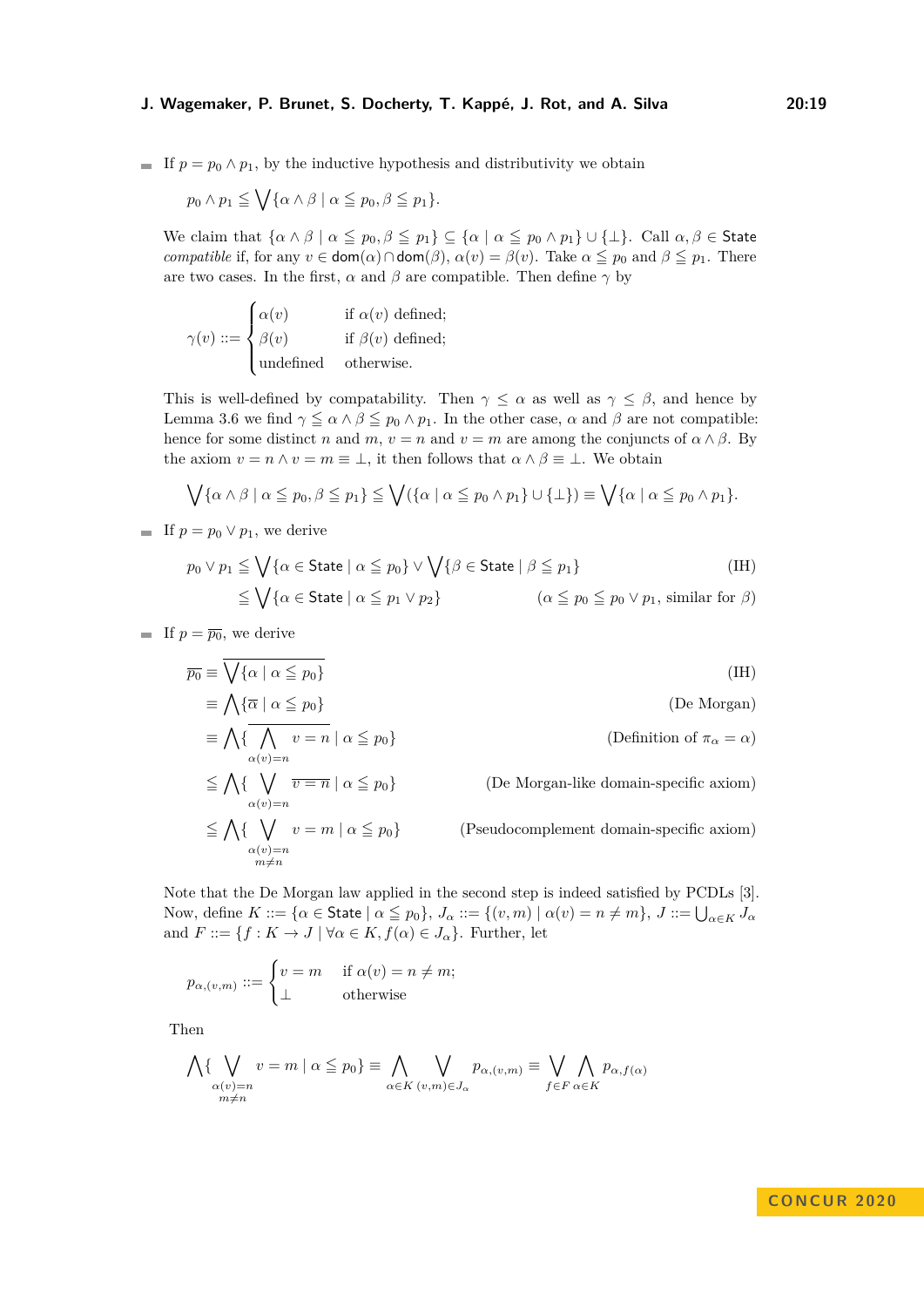- If $p = p_0 \wedge p_1$, by the inductive hypothesis and distributivity we obtain

$$p_0 \wedge p_1 \leqq \bigvee \{\alpha \wedge \beta \mid \alpha \leqq p_0, \beta \leqq p_1\}.$$

We claim that $\{\alpha \wedge \beta \mid \alpha \leqq p_0, \beta \leqq p_1\} \subseteq \{\alpha \mid \alpha \leqq p_0 \wedge p_1\} \cup \{\bot\}$. Call $\alpha, \beta \in \mathsf{State}$ *compatible* if, for any $v \in \mathsf{dom}(\alpha) \cap \mathsf{dom}(\beta)$, $\alpha(v) = \beta(v)$. Take $\alpha \leqq p_0$ and $\beta \leqq p_1$. There are two cases. In the first, $\alpha$ and $\beta$ are compatible. Then define $\gamma$ by

$$\gamma(v) ::= \begin{cases} \alpha(v) & \text{if } \alpha(v) \text{ defined;} \\ \beta(v) & \text{if } \beta(v) \text{ defined;} \\ \text{undefined} & \text{otherwise.} \end{cases}$$

This is well-defined by compatability. Then $\gamma \leq \alpha$ as well as $\gamma \leq \beta$, and hence by Lemma 3.6 we find $\gamma \leqq \alpha \wedge \beta \leqq p_0 \wedge p_1$. In the other case, $\alpha$ and $\beta$ are not compatible: hence for some distinct $n$ and $m$, $v = n$ and $v = m$ are among the conjuncts of $\alpha \wedge \beta$. By the axiom $v = n \wedge v = m \equiv \bot$, it then follows that $\alpha \wedge \beta \equiv \bot$. We obtain

$$\bigvee \{\alpha \wedge \beta \mid \alpha \leqq p_0, \beta \leqq p_1\} \leqq \bigvee (\{\alpha \mid \alpha \leqq p_0 \wedge p_1\} \cup \{\bot\}) \equiv \bigvee \{\alpha \mid \alpha \leqq p_0 \wedge p_1\}.$$

- If $p = p_0 \vee p_1$, we derive

$$\begin{aligned} p_0 \vee p_1 &\leqq \bigvee \{\alpha \in \mathsf{State} \mid \alpha \leqq p_0\} \vee \bigvee \{\beta \in \mathsf{State} \mid \beta \leqq p_1\} && \text{(IH)} \\ &\leqq \bigvee \{\alpha \in \mathsf{State} \mid \alpha \leqq p_1 \vee p_2\} && (\alpha \leqq p_0 \leqq p_0 \vee p_1, \text{ similar for } \beta) \end{aligned}$$

- If $p = \overline{p_0}$, we derive

$$\begin{aligned} \overline{p_0} &\equiv \overline{\bigvee \{\alpha \mid \alpha \leqq p_0\}} && \text{(IH)} \\ &\equiv \bigwedge \{\overline{\alpha} \mid \alpha \leqq p_0\} && \text{(De Morgan)} \\ &\equiv \bigwedge \{\overline{\bigwedge_{\alpha(v)=n} v = n} \mid \alpha \leqq p_0\} && \text{(Definition of } \pi_\alpha = \alpha) \\ &\leqq \bigwedge \{\bigvee_{\alpha(v)=n} \overline{v = n} \mid \alpha \leqq p_0\} && \text{(De Morgan-like domain-specific axiom)} \\ &\leqq \bigwedge \{\bigvee_{\substack{\alpha(v)=n \\ m \neq n}} v = m \mid \alpha \leqq p_0\} && \text{(Pseudocomplement domain-specific axiom)} \end{aligned}$$

Note that the De Morgan law applied in the second step is indeed satisfied by PCDLs [3]. Now, define $K ::= \{\alpha \in \mathsf{State} \mid \alpha \leqq p_0\}$, $J_\alpha ::= \{(v, m) \mid \alpha(v) = n \neq m\}$, $J ::= \bigcup_{\alpha \in K} J_\alpha$ and $F ::= \{f : K \to J \mid \forall \alpha \in K, f(\alpha) \in J_\alpha\}$. Further, let

$$p_{\alpha,(v,m)} ::= \begin{cases} v = m & \text{if } \alpha(v) = n \neq m; \\ \bot & \text{otherwise} \end{cases}$$

Then

$$\bigwedge \{\bigvee_{\substack{\alpha(v)=n \\ m \neq n}} v = m \mid \alpha \leqq p_0\} \equiv \bigwedge_{\alpha \in K} \bigvee_{(v,m) \in J_\alpha} p_{\alpha,(v,m)} \equiv \bigvee_{f \in F} \bigwedge_{\alpha \in K} p_{\alpha, f(\alpha)}$$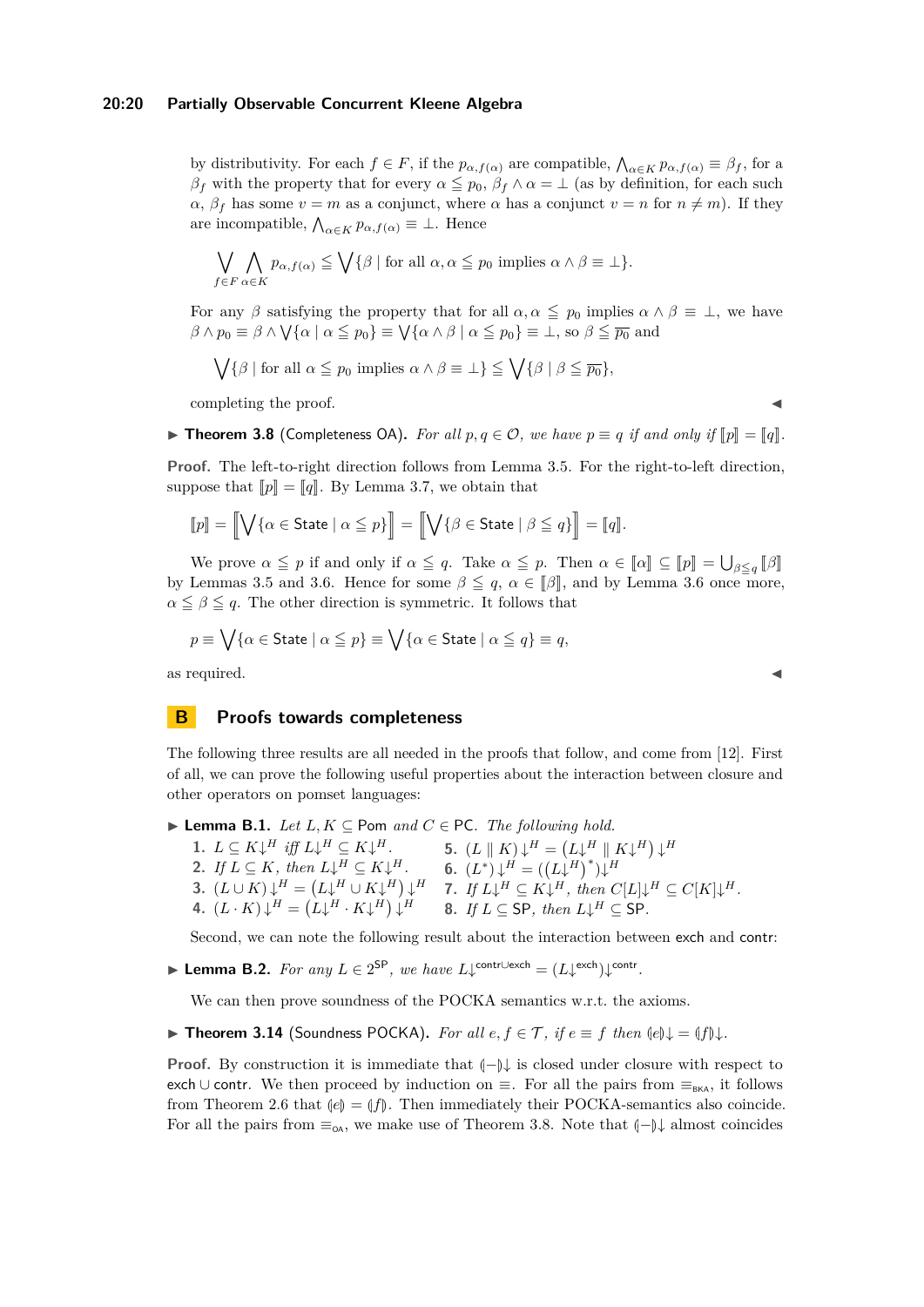by distributivity. For each $f \in F$, if the $p_{\alpha,f(\alpha)}$ are compatible, $\bigwedge_{\alpha \in K} p_{\alpha,f(\alpha)} \equiv \beta_f$, for a $\beta_f$ with the property that for every $\alpha \leqq p_0$, $\beta_f \wedge \alpha = \bot$ (as by definition, for each such $\alpha$, $\beta_f$ has some $v = m$ as a conjunct, where $\alpha$ has a conjunct $v = n$ for $n \neq m$). If they are incompatible, $\bigwedge_{\alpha \in K} p_{\alpha,f(\alpha)} \equiv \bot$. Hence

$$\bigvee_{f \in F} \bigwedge_{\alpha \in K} p_{\alpha,f(\alpha)} \leqq \bigvee\{\beta \mid \text{for all } \alpha, \alpha \leqq p_0 \text{ implies } \alpha \wedge \beta \equiv \bot\}.$$

For any $\beta$ satisfying the property that for all $\alpha, \alpha \leqq p_0$ implies $\alpha \wedge \beta \equiv \bot$, we have $\beta \wedge p_0 \equiv \beta \wedge \bigvee\{\alpha \mid \alpha \leqq p_0\} \equiv \bigvee\{\alpha \wedge \beta \mid \alpha \leqq p_0\} \equiv \bot$, so $\beta \leqq \overline{p_0}$ and

$$\bigvee\{\beta \mid \text{for all } \alpha \leqq p_0 \text{ implies } \alpha \wedge \beta \equiv \bot\} \leqq \bigvee\{\beta \mid \beta \leqq \overline{p_0}\},$$

completing the proof. ◀

▶ **Theorem 3.8** (Completeness OA). *For all $p, q \in \mathcal{O}$, we have $p \equiv q$ if and only if $[\![p]\!] = [\![q]\!]$.*

**Proof.** The left-to-right direction follows from Lemma 3.5. For the right-to-left direction, suppose that $[\![p]\!] = [\![q]\!]$. By Lemma 3.7, we obtain that

$$[\![p]\!] = \left[\!\!\left[\bigvee\{\alpha \in \mathsf{State} \mid \alpha \leqq p\}\right]\!\!\right] = \left[\!\!\left[\bigvee\{\beta \in \mathsf{State} \mid \beta \leqq q\}\right]\!\!\right] = [\![q]\!].$$

We prove $\alpha \leqq p$ if and only if $\alpha \leqq q$. Take $\alpha \leqq p$. Then $\alpha \in [\![\alpha]\!] \subseteq [\![p]\!] = \bigcup_{\beta \leqq q} [\![\beta]\!]$ by Lemmas 3.5 and 3.6. Hence for some $\beta \leqq q$, $\alpha \in [\![\beta]\!]$, and by Lemma 3.6 once more, $\alpha \leqq \beta \leqq q$. The other direction is symmetric. It follows that

$$p \equiv \bigvee\{\alpha \in \mathsf{State} \mid \alpha \leqq p\} \equiv \bigvee\{\alpha \in \mathsf{State} \mid \alpha \leqq q\} \equiv q,$$

as required. ◀

# B Proofs towards completeness

The following three results are all needed in the proofs that follow, and come from [12]. First of all, we can prove the following useful properties about the interaction between closure and other operators on pomset languages:

▶ **Lemma B.1.** *Let $L, K \subseteq \mathsf{Pom}$ and $C \in \mathsf{PC}$. The following hold.*

1. $L \subseteq K{\downarrow}^H$ *iff* $L{\downarrow}^H \subseteq K{\downarrow}^H$.
2. *If* $L \subseteq K$, *then* $L{\downarrow}^H \subseteq K{\downarrow}^H$.
3. $(L \cup K){\downarrow}^H = \left(L{\downarrow}^H \cup K{\downarrow}^H\right){\downarrow}^H$
4. $(L \cdot K){\downarrow}^H = \left(L{\downarrow}^H \cdot K{\downarrow}^H\right){\downarrow}^H$
5. $(L \parallel K){\downarrow}^H = \left(L{\downarrow}^H \parallel K{\downarrow}^H\right){\downarrow}^H$
6. $(L^*){\downarrow}^H = \left(\left(L{\downarrow}^H\right)^*\right){\downarrow}^H$
7. *If* $L{\downarrow}^H \subseteq K{\downarrow}^H$, *then* $C[L]{\downarrow}^H \subseteq C[K]{\downarrow}^H$.
8. *If* $L \subseteq \mathsf{SP}$, *then* $L{\downarrow}^H \subseteq \mathsf{SP}$.

Second, we can note the following result about the interaction between $\mathsf{exch}$ and $\mathsf{contr}$:

▶ **Lemma B.2.** *For any $L \in 2^{\mathsf{SP}}$, we have $L{\downarrow}^{\mathsf{contr} \cup \mathsf{exch}} = (L{\downarrow}^{\mathsf{exch}}){\downarrow}^{\mathsf{contr}}$.*

We can then prove soundness of the POCKA semantics w.r.t. the axioms.

▶ **Theorem 3.14** (Soundness POCKA). *For all $e, f \in \mathcal{T}$, if $e \equiv f$ then $(\!|e|\!){\downarrow} = (\!|f|\!){\downarrow}$.*

**Proof.** By construction it is immediate that $(\!|-|\!){\downarrow}$ is closed under closure with respect to $\mathsf{exch} \cup \mathsf{contr}$. We then proceed by induction on $\equiv$. For all the pairs from $\equiv_{\mathsf{BKA}}$, it follows from Theorem 2.6 that $(\!|e|\!) = (\!|f|\!)$. Then immediately their POCKA-semantics also coincide. For all the pairs from $\equiv_{\mathsf{OA}}$, we make use of Theorem 3.8. Note that $(\!|-|\!){\downarrow}$ almost coincides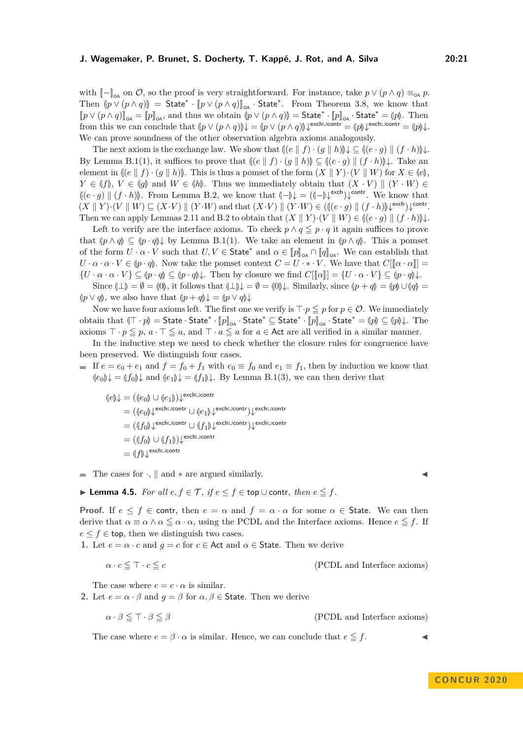with $[\![-]\!]_{\mathsf{OA}}$ on $\mathcal{O}$, so the proof is very straightforward. For instance, take $p \vee (p \wedge q) \equiv_{\mathsf{OA}} p$. Then $(\!|p \vee (p \wedge q)|\!) = \mathsf{State}^* \cdot [\![p \vee (p \wedge q)]\!]_{\mathsf{OA}} \cdot \mathsf{State}^*$. From Theorem 3.8, we know that $[\![p \vee (p \wedge q)]\!]_{\mathsf{OA}} = [\![p]\!]_{\mathsf{OA}}$, and thus we obtain $(\!|p \vee (p \wedge q)|\!) = \mathsf{State}^* \cdot [\![p]\!]_{\mathsf{OA}} \cdot \mathsf{State}^* = (\!|p|\!)$. Then from this we can conclude that $(\!|p \vee (p \wedge q)|\!)\!\downarrow = (\!|p \vee (p \wedge q)|\!)\!\downarrow^{\mathsf{exch} \cup \mathsf{contr}} = (\!|p|\!)\!\downarrow^{\mathsf{exch} \cup \mathsf{contr}} = (\!|p|\!)\!\downarrow$. We can prove soundness of the other observation algebra axioms analogously.

The next axiom is the exchange law. We show that $(\!|(e \parallel f) \cdot (g \parallel h)|\!)\!\downarrow \subseteq (\!|(e \cdot g) \parallel (f \cdot h)|\!)\!\downarrow$. By Lemma B.1(1), it suffices to prove that $(\!|(e \parallel f) \cdot (g \parallel h)|\!) \subseteq (\!|(e \cdot g) \parallel (f \cdot h)|\!)\!\downarrow$. Take an element in $(\!|(e \parallel f) \cdot (g \parallel h)|\!)$. This is thus a pomset of the form $(X \parallel Y) \cdot (V \parallel W)$ for $X \in (\!|e|\!)$, $Y \in (\!|f|\!)$, $V \in (\!|g|\!)$ and $W \in (\!|h|\!)$. Thus we immediately obtain that $(X \cdot V) \parallel (Y \cdot W) \in (\!|(e \cdot g) \parallel (f \cdot h)|\!)$. From Lemma B.2, we know that $(\!|-|\!)\!\downarrow = ((\!|-|\!)\!\downarrow^{\mathsf{exch}})\!\downarrow^{\mathsf{contr}}$. We know that $(X \parallel Y) \cdot (V \parallel W) \sqsubseteq (X \cdot V) \parallel (Y \cdot W)$ and that $(X \cdot V) \parallel (Y \cdot W) \in ((\!|(e \cdot g) \parallel (f \cdot h)|\!)\!\downarrow^{\mathsf{exch}})\!\downarrow^{\mathsf{contr}}$. Then we can apply Lemmas 2.11 and B.2 to obtain that $(X \parallel Y) \cdot (V \parallel W) \in (\!|(e \cdot g) \parallel (f \cdot h)|\!)\!\downarrow$.

Left to verify are the interface axioms. To check $p \wedge q \leqq p \cdot q$ it again suffices to prove that $(\!|p \wedge q|\!) \subseteq (\!|p \cdot q|\!)\!\downarrow$ by Lemma B.1(1). We take an element in $(\!|p \wedge q|\!)$. This a pomset of the form $U \cdot \alpha \cdot V$ such that $U, V \in \mathsf{State}^*$ and $\alpha \in [\![p]\!]_{\mathsf{OA}} \cap [\![q]\!]_{\mathsf{OA}}$. We can establish that $U \cdot \alpha \cdot \alpha \cdot V \in (\!|p \cdot q|\!)$. Now take the pomset context $C = U \cdot * \cdot V$. We have that $C[[\![\alpha \cdot \alpha]\!]] = \{U \cdot \alpha \cdot \alpha \cdot V\} \subseteq (\!|p \cdot q|\!) \subseteq (\!|p \cdot q|\!)\!\downarrow$. Then by closure we find $C[[\![\alpha]\!]] = \{U \cdot \alpha \cdot V\} \subseteq (\!|p \cdot q|\!)\!\downarrow$.

Since $(\!|\bot|\!) = \emptyset = (\!|0|\!)$, it follows that $(\!|\bot|\!)\!\downarrow = \emptyset = (\!|0|\!)\!\downarrow$. Similarly, since $(\!|p + q|\!) = (\!|p|\!) \cup (\!|q|\!) = (\!|p \vee q|\!)$, we also have that $(\!|p + q|\!)\!\downarrow = (\!|p \vee q|\!)\!\downarrow$

Now we have four axioms left. The first one we verify is $\top \cdot p \leqq p$ for $p \in \mathcal{O}$. We immediately obtain that $(\!|\top \cdot p|\!) = \mathsf{State} \cdot \mathsf{State}^* \cdot [\![p]\!]_{\mathsf{OA}} \cdot \mathsf{State}^* \subseteq \mathsf{State}^* \cdot [\![p]\!]_{\mathsf{OA}} \cdot \mathsf{State}^* = (\!|p|\!) \subseteq (\!|p|\!)\!\downarrow$. The axioms $\top \cdot p \leqq p$, $a \cdot \top \leqq a$, and $\top \cdot a \leqq a$ for $a \in \mathsf{Act}$ are all verified in a similar manner.

In the inductive step we need to check whether the closure rules for congruence have been preserved. We distinguish four cases.

- If $e = e_0 + e_1$ and $f = f_0 + f_1$ with $e_0 \equiv f_0$ and $e_1 \equiv f_1$, then by induction we know that $(\!|e_0|\!)\!\downarrow = (\!|f_0|\!)\!\downarrow$ and $(\!|e_1|\!)\!\downarrow = (\!|f_1|\!)\!\downarrow$. By Lemma B.1(3), we can then derive that

$$
\begin{aligned}
(\!|e|\!)\!\downarrow &= ((\!|e_0|\!) \cup (\!|e_1|\!))\!\downarrow^{\mathsf{exch} \cup \mathsf{contr}} \\
&= ((\!|e_0|\!)\!\downarrow^{\mathsf{exch} \cup \mathsf{contr}} \cup (\!|e_1|\!)\!\downarrow^{\mathsf{exch} \cup \mathsf{contr}})\!\downarrow^{\mathsf{exch} \cup \mathsf{contr}} \\
&= ((\!|f_0|\!)\!\downarrow^{\mathsf{exch} \cup \mathsf{contr}} \cup (\!|f_1|\!)\!\downarrow^{\mathsf{exch} \cup \mathsf{contr}})\!\downarrow^{\mathsf{exch} \cup \mathsf{contr}} \\
&= ((\!|f_0|\!) \cup (\!|f_1|\!))\!\downarrow^{\mathsf{exch} \cup \mathsf{contr}} \\
&= (\!|f|\!)\!\downarrow^{\mathsf{exch} \cup \mathsf{contr}}
\end{aligned}
$$

- The cases for $\cdot$, $\parallel$ and $*$ are argued similarly. ◀

▶ **Lemma 4.5.** *For all $e, f \in \mathcal{T}$, if $e \leq f \in \mathsf{top} \cup \mathsf{contr}$, then $e \leqq f$.*

**Proof.** If $e \leq f \in \mathsf{contr}$, then $e = \alpha$ and $f = \alpha \cdot \alpha$ for some $\alpha \in \mathsf{State}$. We can then derive that $\alpha \equiv \alpha \wedge \alpha \leqq \alpha \cdot \alpha$, using the PCDL and the Interface axioms. Hence $e \leqq f$. If $e \leq f \in \mathsf{top}$, then we distinguish two cases.

1. Let $e = \alpha \cdot c$ and $g = c$ for $c \in \mathsf{Act}$ and $\alpha \in \mathsf{State}$. Then we derive

$$\alpha \cdot c \leqq \top \cdot c \leqq c \qquad \text{(PCDL and Interface axioms)}$$

The case where $e = c \cdot \alpha$ is similar.

2. Let $e = \alpha \cdot \beta$ and $g = \beta$ for $\alpha, \beta \in \mathsf{State}$. Then we derive

$$\alpha \cdot \beta \leqq \top \cdot \beta \leqq \beta \qquad \text{(PCDL and Interface axioms)}$$

The case where $e = \beta \cdot \alpha$ is similar. Hence, we can conclude that $e \leqq f$. ◀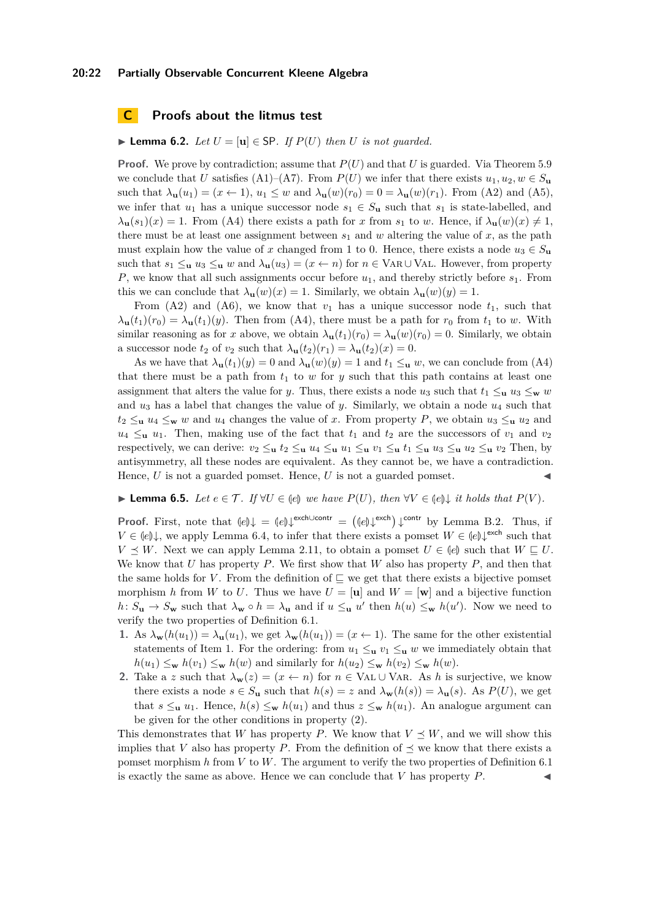## C Proofs about the litmus test

▶ **Lemma 6.2.** *Let $U = [\mathbf{u}] \in \mathsf{SP}$. If $P(U)$ then $U$ is not guarded.*

**Proof.** We prove by contradiction; assume that $P(U)$ and that $U$ is guarded. Via Theorem 5.9 we conclude that $U$ satisfies (A1)–(A7). From $P(U)$ we infer that there exists $u_1, u_2, w \in S_{\mathbf{u}}$ such that $\lambda_{\mathbf{u}}(u_1) = (x \leftarrow 1)$, $u_1 \leq w$ and $\lambda_{\mathbf{u}}(w)(r_0) = 0 = \lambda_{\mathbf{u}}(w)(r_1)$. From (A2) and (A5), we infer that $u_1$ has a unique successor node $s_1 \in S_{\mathbf{u}}$ such that $s_1$ is state-labelled, and $\lambda_{\mathbf{u}}(s_1)(x) = 1$. From (A4) there exists a path for $x$ from $s_1$ to $w$. Hence, if $\lambda_{\mathbf{u}}(w)(x) \neq 1$, there must be at least one assignment between $s_1$ and $w$ altering the value of $x$, as the path must explain how the value of $x$ changed from 1 to 0. Hence, there exists a node $u_3 \in S_{\mathbf{u}}$ such that $s_1 \leq_{\mathbf{u}} u_3 \leq_{\mathbf{u}} w$ and $\lambda_{\mathbf{u}}(u_3) = (x \leftarrow n)$ for $n \in \text{Var} \cup \text{Val}$. However, from property $P$, we know that all such assignments occur before $u_1$, and thereby strictly before $s_1$. From this we can conclude that $\lambda_{\mathbf{u}}(w)(x) = 1$. Similarly, we obtain $\lambda_{\mathbf{u}}(w)(y) = 1$.

From (A2) and (A6), we know that $v_1$ has a unique successor node $t_1$, such that $\lambda_{\mathbf{u}}(t_1)(r_0) = \lambda_{\mathbf{u}}(t_1)(y)$. Then from (A4), there must be a path for $r_0$ from $t_1$ to $w$. With similar reasoning as for $x$ above, we obtain $\lambda_{\mathbf{u}}(t_1)(r_0) = \lambda_{\mathbf{u}}(w)(r_0) = 0$. Similarly, we obtain a successor node $t_2$ of $v_2$ such that $\lambda_{\mathbf{u}}(t_2)(r_1) = \lambda_{\mathbf{u}}(t_2)(x) = 0$.

As we have that $\lambda_{\mathbf{u}}(t_1)(y) = 0$ and $\lambda_{\mathbf{u}}(w)(y) = 1$ and $t_1 \leq_{\mathbf{u}} w$, we can conclude from (A4) that there must be a path from $t_1$ to $w$ for $y$ such that this path contains at least one assignment that alters the value for $y$. Thus, there exists a node $u_3$ such that $t_1 \leq_{\mathbf{u}} u_3 \leq_{\mathbf{w}} w$ and $u_3$ has a label that changes the value of $y$. Similarly, we obtain a node $u_4$ such that $t_2 \leq_{\mathbf{u}} u_4 \leq_{\mathbf{w}} w$ and $u_4$ changes the value of $x$. From property $P$, we obtain $u_3 \leq_{\mathbf{u}} u_2$ and $u_4 \leq_{\mathbf{u}} u_1$. Then, making use of the fact that $t_1$ and $t_2$ are the successors of $v_1$ and $v_2$ respectively, we can derive: $v_2 \leq_{\mathbf{u}} t_2 \leq_{\mathbf{u}} u_4 \leq_{\mathbf{u}} u_1 \leq_{\mathbf{u}} v_1 \leq_{\mathbf{u}} t_1 \leq_{\mathbf{u}} u_3 \leq_{\mathbf{u}} u_2 \leq_{\mathbf{u}} v_2$ Then, by antisymmetry, all these nodes are equivalent. As they cannot be, we have a contradiction. Hence, $U$ is not a guarded pomset. Hence, $U$ is not a guarded pomset. ◀

▶ **Lemma 6.5.** *Let $e \in \mathcal{T}$. If $\forall U \in (\!|e|\!)$ we have $P(U)$, then $\forall V \in (\!|e|\!)\!\downarrow$ it holds that $P(V)$.*

**Proof.** First, note that $(\!|e|\!)\!\downarrow = (\!|e|\!)\!\downarrow^{\mathsf{exch} \cup \mathsf{contr}} = \left((\!|e|\!)\!\downarrow^{\mathsf{exch}}\right)\!\downarrow^{\mathsf{contr}}$ by Lemma B.2. Thus, if $V \in (\!|e|\!)\!\downarrow$, we apply Lemma 6.4, to infer that there exists a pomset $W \in (\!|e|\!)\!\downarrow^{\mathsf{exch}}$ such that $V \preceq W$. Next we can apply Lemma 2.11, to obtain a pomset $U \in (\!|e|\!)$ such that $W \sqsubseteq U$. We know that $U$ has property $P$. We first show that $W$ also has property $P$, and then that the same holds for $V$. From the definition of $\sqsubseteq$ we get that there exists a bijective pomset morphism $h$ from $W$ to $U$. Thus we have $U = [\mathbf{u}]$ and $W = [\mathbf{w}]$ and a bijective function $h \colon S_{\mathbf{u}} \to S_{\mathbf{w}}$ such that $\lambda_{\mathbf{w}} \circ h = \lambda_{\mathbf{u}}$ and if $u \leq_{\mathbf{u}} u'$ then $h(u) \leq_{\mathbf{w}} h(u')$. Now we need to verify the two properties of Definition 6.1.

1. As $\lambda_{\mathbf{w}}(h(u_1)) = \lambda_{\mathbf{u}}(u_1)$, we get $\lambda_{\mathbf{w}}(h(u_1)) = (x \leftarrow 1)$. The same for the other existential statements of Item 1. For the ordering: from $u_1 \leq_{\mathbf{u}} v_1 \leq_{\mathbf{u}} w$ we immediately obtain that $h(u_1) \leq_{\mathbf{w}} h(v_1) \leq_{\mathbf{w}} h(w)$ and similarly for $h(u_2) \leq_{\mathbf{w}} h(v_2) \leq_{\mathbf{w}} h(w)$.
2. Take a $z$ such that $\lambda_{\mathbf{w}}(z) = (x \leftarrow n)$ for $n \in \text{Val} \cup \text{Var}$. As $h$ is surjective, we know there exists a node $s \in S_{\mathbf{u}}$ such that $h(s) = z$ and $\lambda_{\mathbf{w}}(h(s)) = \lambda_{\mathbf{u}}(s)$. As $P(U)$, we get that $s \leq_{\mathbf{u}} u_1$. Hence, $h(s) \leq_{\mathbf{w}} h(u_1)$ and thus $z \leq_{\mathbf{w}} h(u_1)$. An analogue argument can be given for the other conditions in property (2).

This demonstrates that $W$ has property $P$. We know that $V \preceq W$, and we will show this implies that $V$ also has property $P$. From the definition of $\preceq$ we know that there exists a pomset morphism $h$ from $V$ to $W$. The argument to verify the two properties of Definition 6.1 is exactly the same as above. Hence we can conclude that $V$ has property $P$. ◀